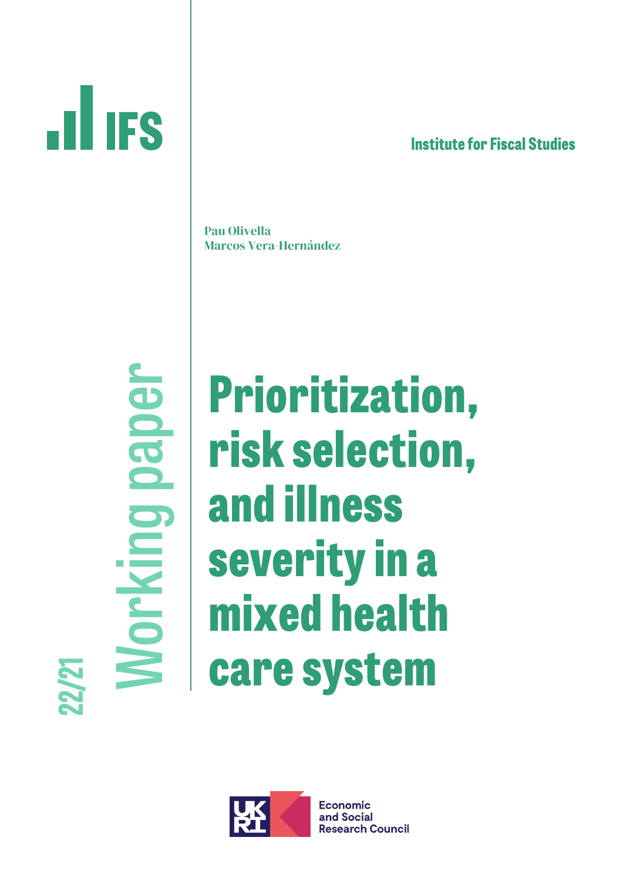IFS

Institute for Fiscal Studies

Pau Olivella
Marcos Vera-Hernández

22/21

Working paper

# Prioritization, risk selection, and illness severity in a mixed health care system

Economic and Social Research Council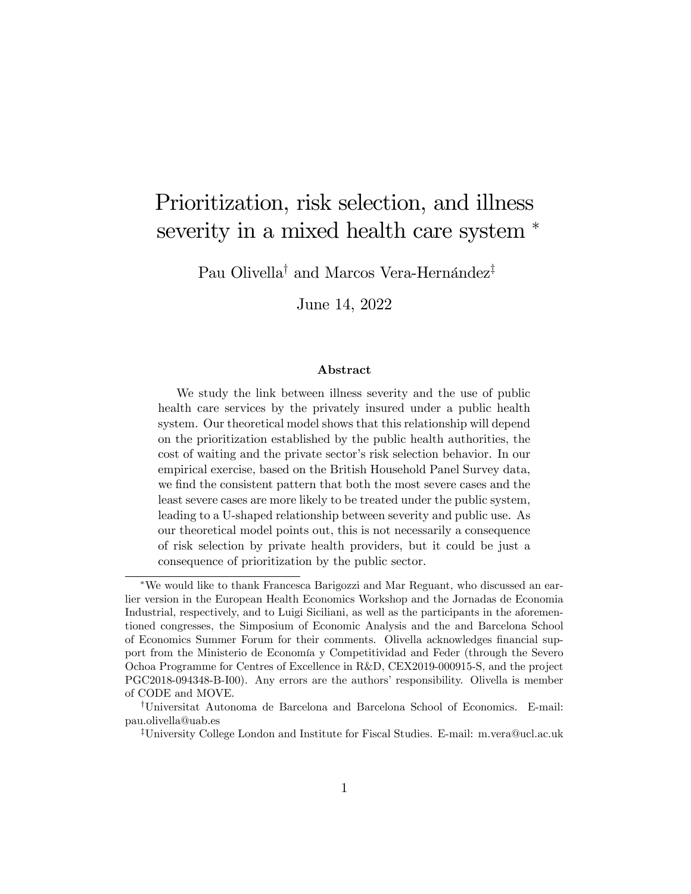# Prioritization, risk selection, and illness severity in a mixed health care system [*]

Pau Olivella[†] and Marcos Vera-Hernández[‡]

June 14, 2022

### Abstract

We study the link between illness severity and the use of public health care services by the privately insured under a public health system. Our theoretical model shows that this relationship will depend on the prioritization established by the public health authorities, the cost of waiting and the private sector's risk selection behavior. In our empirical exercise, based on the British Household Panel Survey data, we find the consistent pattern that both the most severe cases and the least severe cases are more likely to be treated under the public system, leading to a U-shaped relationship between severity and public use. As our theoretical model points out, this is not necessarily a consequence of risk selection by private health providers, but it could be just a consequence of prioritization by the public sector.

---

[*] We would like to thank Francesca Barigozzi and Mar Reguant, who discussed an earlier version in the European Health Economics Workshop and the Jornadas de Economia Industrial, respectively, and to Luigi Siciliani, as well as the participants in the aforementioned congresses, the Simposium of Economic Analysis and the and Barcelona School of Economics Summer Forum for their comments. Olivella acknowledges financial support from the Ministerio de Economía y Competitividad and Feder (through the Severo Ochoa Programme for Centres of Excellence in R&D, CEX2019-000915-S, and the project PGC2018-094348-B-I00). Any errors are the authors' responsibility. Olivella is member of CODE and MOVE.

[†] Universitat Autonoma de Barcelona and Barcelona School of Economics. E-mail: pau.olivella@uab.es

[‡] University College London and Institute for Fiscal Studies. E-mail: m.vera@ucl.ac.uk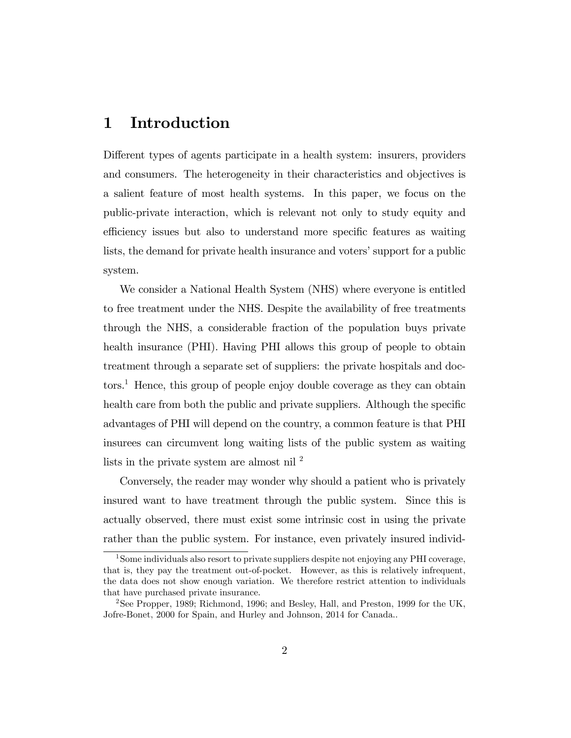# 1 Introduction

Different types of agents participate in a health system: insurers, providers and consumers. The heterogeneity in their characteristics and objectives is a salient feature of most health systems. In this paper, we focus on the public-private interaction, which is relevant not only to study equity and efficiency issues but also to understand more specific features as waiting lists, the demand for private health insurance and voters' support for a public system.

We consider a National Health System (NHS) where everyone is entitled to free treatment under the NHS. Despite the availability of free treatments through the NHS, a considerable fraction of the population buys private health insurance (PHI). Having PHI allows this group of people to obtain treatment through a separate set of suppliers: the private hospitals and doctors.[1] Hence, this group of people enjoy double coverage as they can obtain health care from both the public and private suppliers. Although the specific advantages of PHI will depend on the country, a common feature is that PHI insurees can circumvent long waiting lists of the public system as waiting lists in the private system are almost nil [2]

Conversely, the reader may wonder why should a patient who is privately insured want to have treatment through the public system. Since this is actually observed, there must exist some intrinsic cost in using the private rather than the public system. For instance, even privately insured individ-

[1] Some individuals also resort to private suppliers despite not enjoying any PHI coverage, that is, they pay the treatment out-of-pocket. However, as this is relatively infrequent, the data does not show enough variation. We therefore restrict attention to individuals that have purchased private insurance.

[2] See Propper, 1989; Richmond, 1996; and Besley, Hall, and Preston, 1999 for the UK, Jofre-Bonet, 2000 for Spain, and Hurley and Johnson, 2014 for Canada..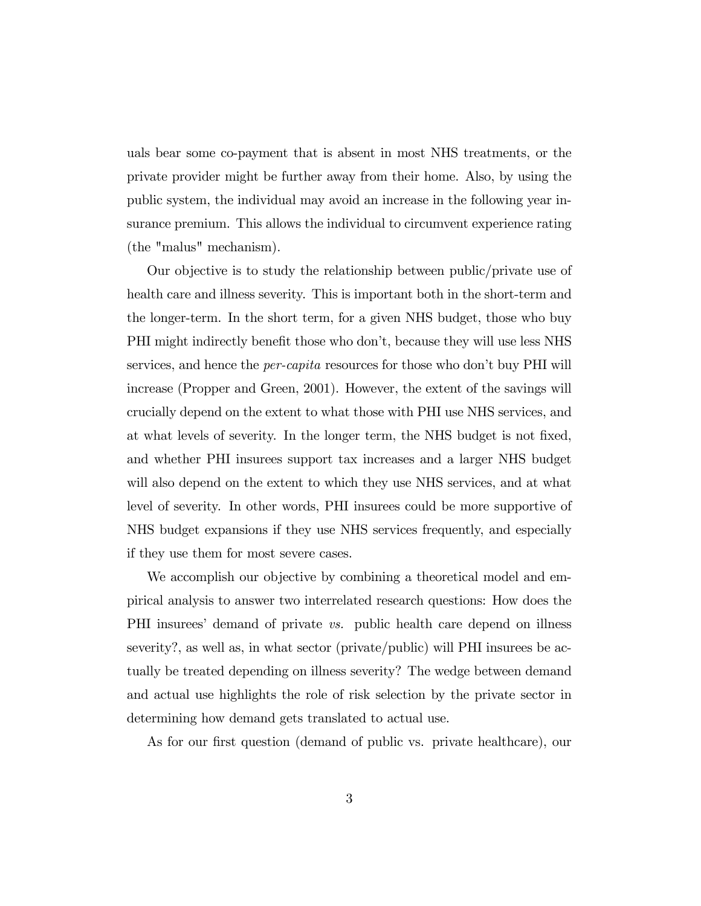uals bear some co-payment that is absent in most NHS treatments, or the private provider might be further away from their home. Also, by using the public system, the individual may avoid an increase in the following year insurance premium. This allows the individual to circumvent experience rating (the "malus" mechanism).

Our objective is to study the relationship between public/private use of health care and illness severity. This is important both in the short-term and the longer-term. In the short term, for a given NHS budget, those who buy PHI might indirectly benefit those who don't, because they will use less NHS services, and hence the *per-capita* resources for those who don't buy PHI will increase (Propper and Green, 2001). However, the extent of the savings will crucially depend on the extent to what those with PHI use NHS services, and at what levels of severity. In the longer term, the NHS budget is not fixed, and whether PHI insurees support tax increases and a larger NHS budget will also depend on the extent to which they use NHS services, and at what level of severity. In other words, PHI insurees could be more supportive of NHS budget expansions if they use NHS services frequently, and especially if they use them for most severe cases.

We accomplish our objective by combining a theoretical model and empirical analysis to answer two interrelated research questions: How does the PHI insurees' demand of private *vs.* public health care depend on illness severity?, as well as, in what sector (private/public) will PHI insurees be actually be treated depending on illness severity? The wedge between demand and actual use highlights the role of risk selection by the private sector in determining how demand gets translated to actual use.

As for our first question (demand of public vs. private healthcare), our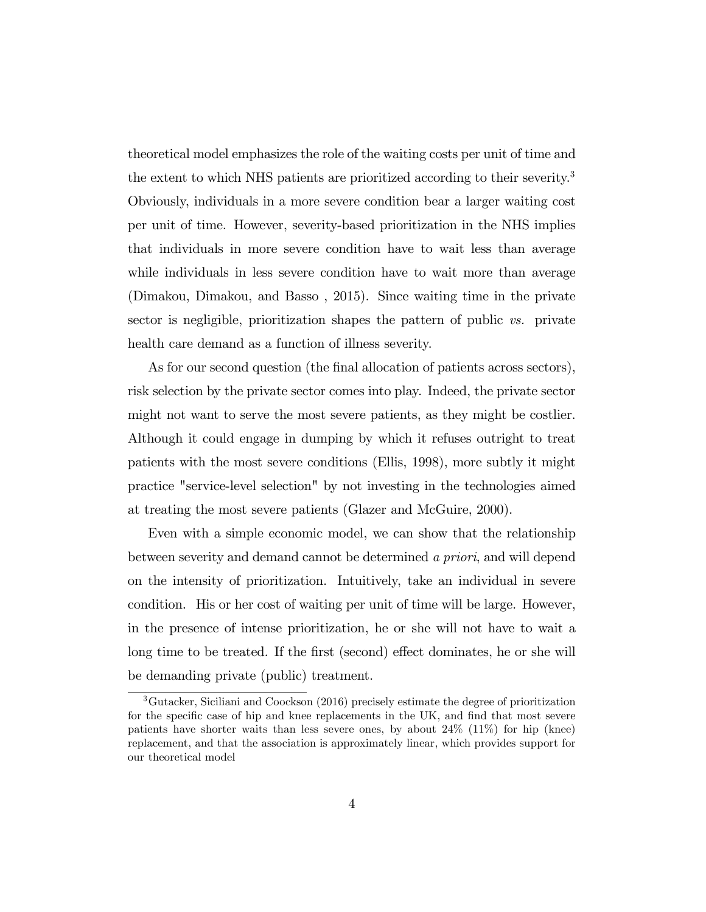theoretical model emphasizes the role of the waiting costs per unit of time and the extent to which NHS patients are prioritized according to their severity.[3] Obviously, individuals in a more severe condition bear a larger waiting cost per unit of time. However, severity-based prioritization in the NHS implies that individuals in more severe condition have to wait less than average while individuals in less severe condition have to wait more than average (Dimakou, Dimakou, and Basso , 2015). Since waiting time in the private sector is negligible, prioritization shapes the pattern of public *vs.* private health care demand as a function of illness severity.

As for our second question (the final allocation of patients across sectors), risk selection by the private sector comes into play. Indeed, the private sector might not want to serve the most severe patients, as they might be costlier. Although it could engage in dumping by which it refuses outright to treat patients with the most severe conditions (Ellis, 1998), more subtly it might practice "service-level selection" by not investing in the technologies aimed at treating the most severe patients (Glazer and McGuire, 2000).

Even with a simple economic model, we can show that the relationship between severity and demand cannot be determined *a priori*, and will depend on the intensity of prioritization. Intuitively, take an individual in severe condition. His or her cost of waiting per unit of time will be large. However, in the presence of intense prioritization, he or she will not have to wait a long time to be treated. If the first (second) effect dominates, he or she will be demanding private (public) treatment.

[3] Gutacker, Siciliani and Coockson (2016) precisely estimate the degree of prioritization for the specific case of hip and knee replacements in the UK, and find that most severe patients have shorter waits than less severe ones, by about 24% (11%) for hip (knee) replacement, and that the association is approximately linear, which provides support for our theoretical model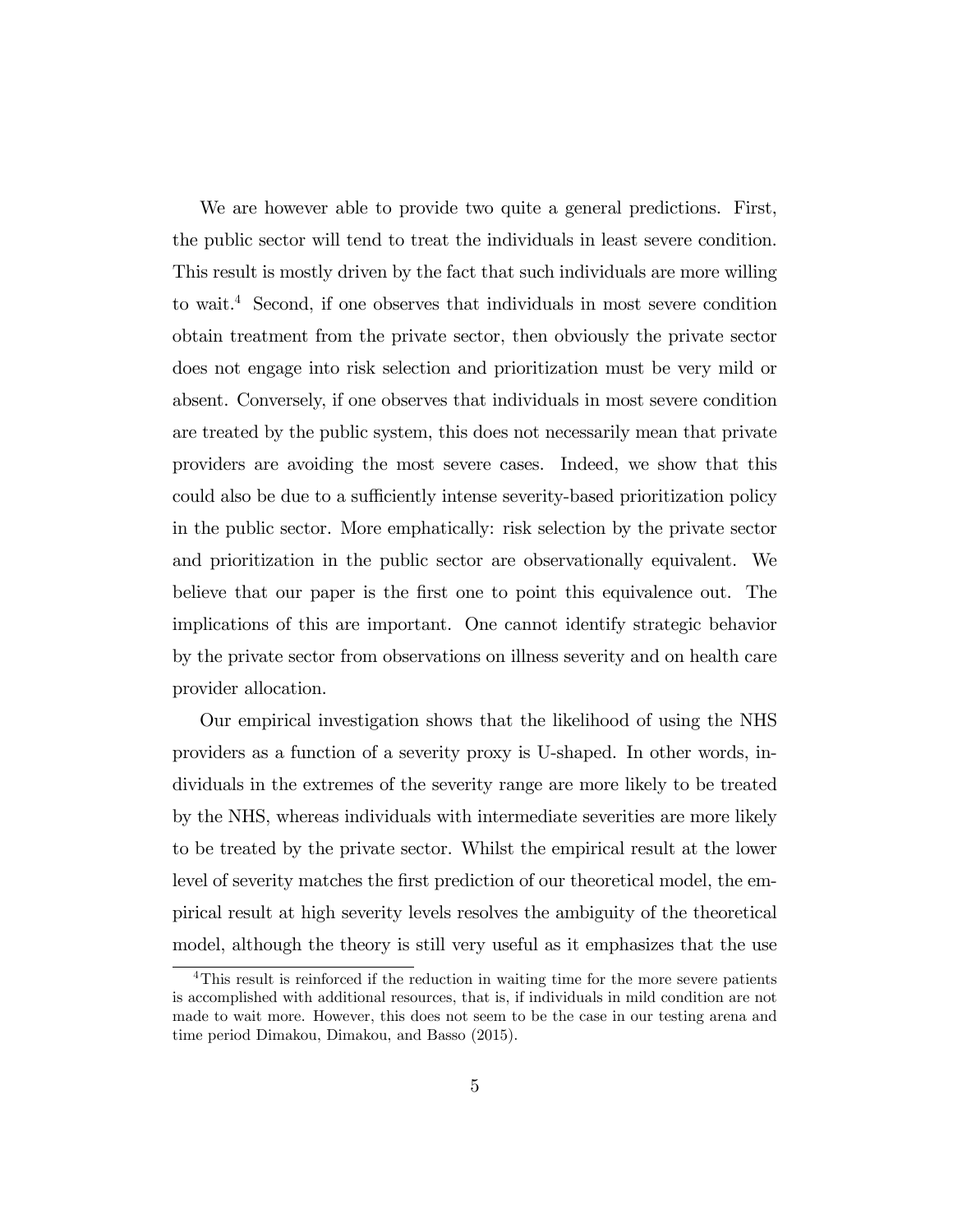We are however able to provide two quite a general predictions. First, the public sector will tend to treat the individuals in least severe condition. This result is mostly driven by the fact that such individuals are more willing to wait.[4] Second, if one observes that individuals in most severe condition obtain treatment from the private sector, then obviously the private sector does not engage into risk selection and prioritization must be very mild or absent. Conversely, if one observes that individuals in most severe condition are treated by the public system, this does not necessarily mean that private providers are avoiding the most severe cases. Indeed, we show that this could also be due to a sufficiently intense severity-based prioritization policy in the public sector. More emphatically: risk selection by the private sector and prioritization in the public sector are observationally equivalent. We believe that our paper is the first one to point this equivalence out. The implications of this are important. One cannot identify strategic behavior by the private sector from observations on illness severity and on health care provider allocation.

Our empirical investigation shows that the likelihood of using the NHS providers as a function of a severity proxy is U-shaped. In other words, individuals in the extremes of the severity range are more likely to be treated by the NHS, whereas individuals with intermediate severities are more likely to be treated by the private sector. Whilst the empirical result at the lower level of severity matches the first prediction of our theoretical model, the empirical result at high severity levels resolves the ambiguity of the theoretical model, although the theory is still very useful as it emphasizes that the use

[4] This result is reinforced if the reduction in waiting time for the more severe patients is accomplished with additional resources, that is, if individuals in mild condition are not made to wait more. However, this does not seem to be the case in our testing arena and time period Dimakou, Dimakou, and Basso (2015).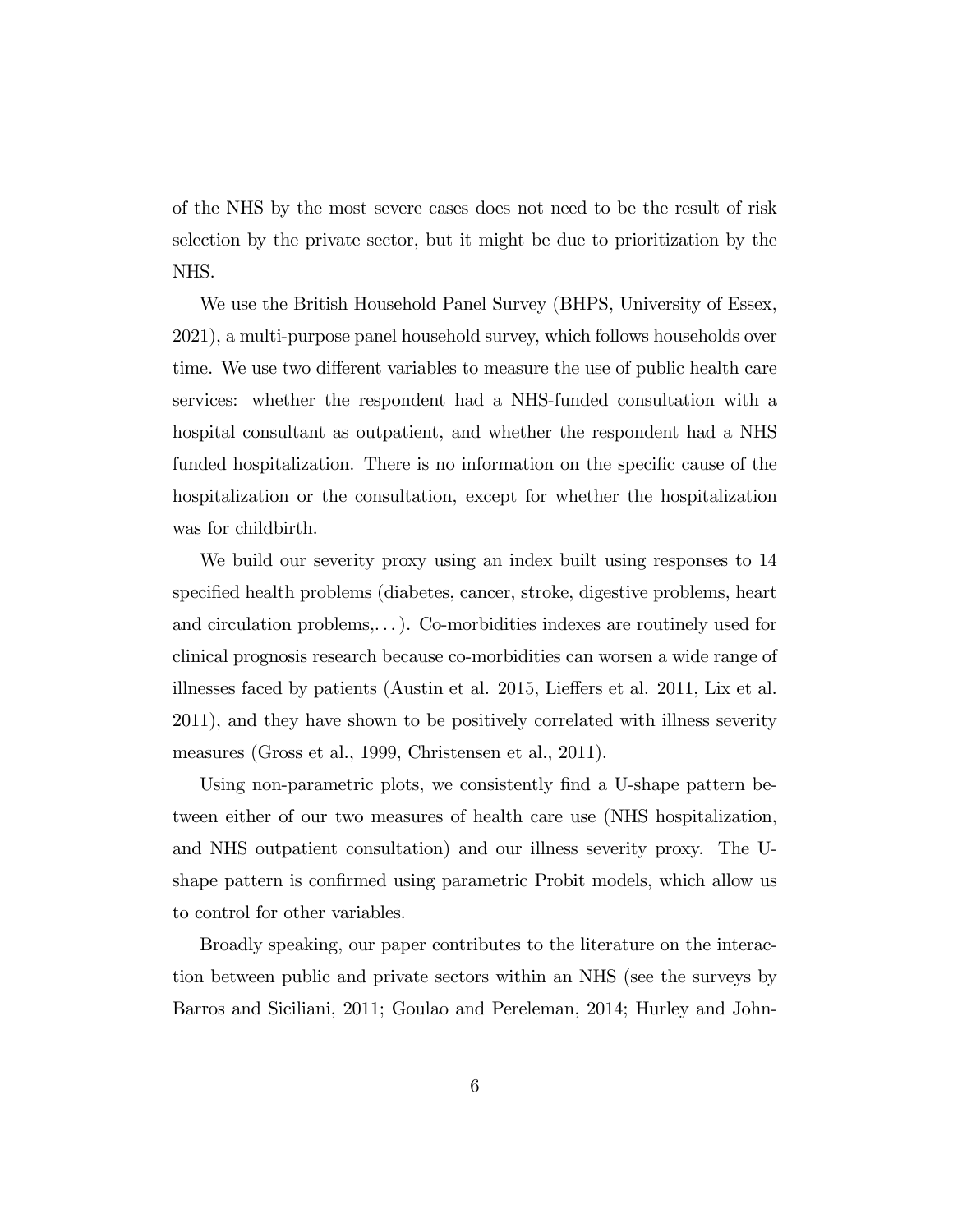of the NHS by the most severe cases does not need to be the result of risk selection by the private sector, but it might be due to prioritization by the NHS.

We use the British Household Panel Survey (BHPS, University of Essex, 2021), a multi-purpose panel household survey, which follows households over time. We use two different variables to measure the use of public health care services: whether the respondent had a NHS-funded consultation with a hospital consultant as outpatient, and whether the respondent had a NHS funded hospitalization. There is no information on the specific cause of the hospitalization or the consultation, except for whether the hospitalization was for childbirth.

We build our severity proxy using an index built using responses to 14 specified health problems (diabetes, cancer, stroke, digestive problems, heart and circulation problems,...). Co-morbidities indexes are routinely used for clinical prognosis research because co-morbidities can worsen a wide range of illnesses faced by patients (Austin et al. 2015, Lieffers et al. 2011, Lix et al. 2011), and they have shown to be positively correlated with illness severity measures (Gross et al., 1999, Christensen et al., 2011).

Using non-parametric plots, we consistently find a U-shape pattern between either of our two measures of health care use (NHS hospitalization, and NHS outpatient consultation) and our illness severity proxy. The U-shape pattern is confirmed using parametric Probit models, which allow us to control for other variables.

Broadly speaking, our paper contributes to the literature on the interaction between public and private sectors within an NHS (see the surveys by Barros and Siciliani, 2011; Goulao and Pereleman, 2014; Hurley and John-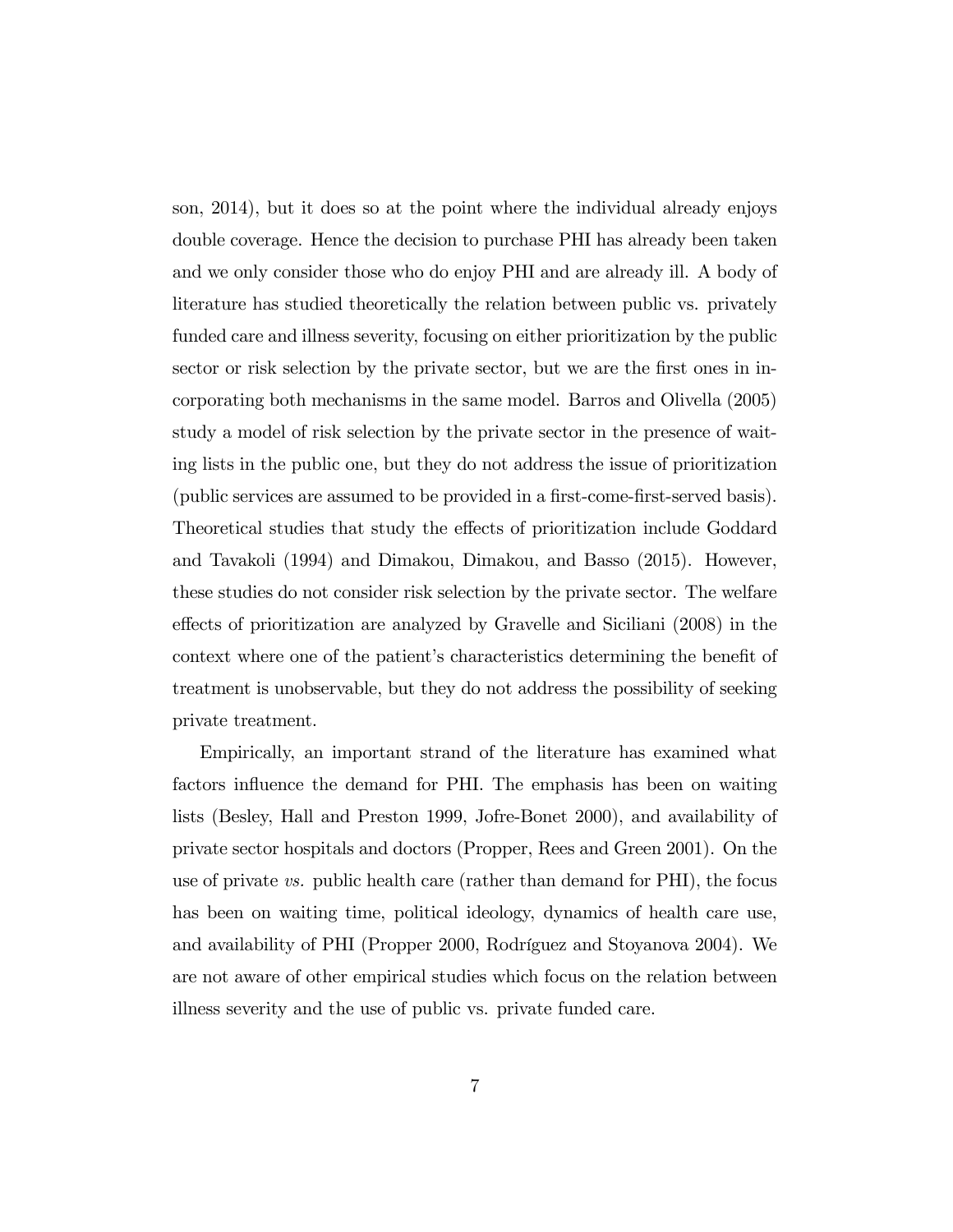son, 2014), but it does so at the point where the individual already enjoys double coverage. Hence the decision to purchase PHI has already been taken and we only consider those who do enjoy PHI and are already ill. A body of literature has studied theoretically the relation between public vs. privately funded care and illness severity, focusing on either prioritization by the public sector or risk selection by the private sector, but we are the first ones in incorporating both mechanisms in the same model. Barros and Olivella (2005) study a model of risk selection by the private sector in the presence of waiting lists in the public one, but they do not address the issue of prioritization (public services are assumed to be provided in a first-come-first-served basis). Theoretical studies that study the effects of prioritization include Goddard and Tavakoli (1994) and Dimakou, Dimakou, and Basso (2015). However, these studies do not consider risk selection by the private sector. The welfare effects of prioritization are analyzed by Gravelle and Siciliani (2008) in the context where one of the patient's characteristics determining the benefit of treatment is unobservable, but they do not address the possibility of seeking private treatment.

Empirically, an important strand of the literature has examined what factors influence the demand for PHI. The emphasis has been on waiting lists (Besley, Hall and Preston 1999, Jofre-Bonet 2000), and availability of private sector hospitals and doctors (Propper, Rees and Green 2001). On the use of private *vs.* public health care (rather than demand for PHI), the focus has been on waiting time, political ideology, dynamics of health care use, and availability of PHI (Propper 2000, Rodríguez and Stoyanova 2004). We are not aware of other empirical studies which focus on the relation between illness severity and the use of public vs. private funded care.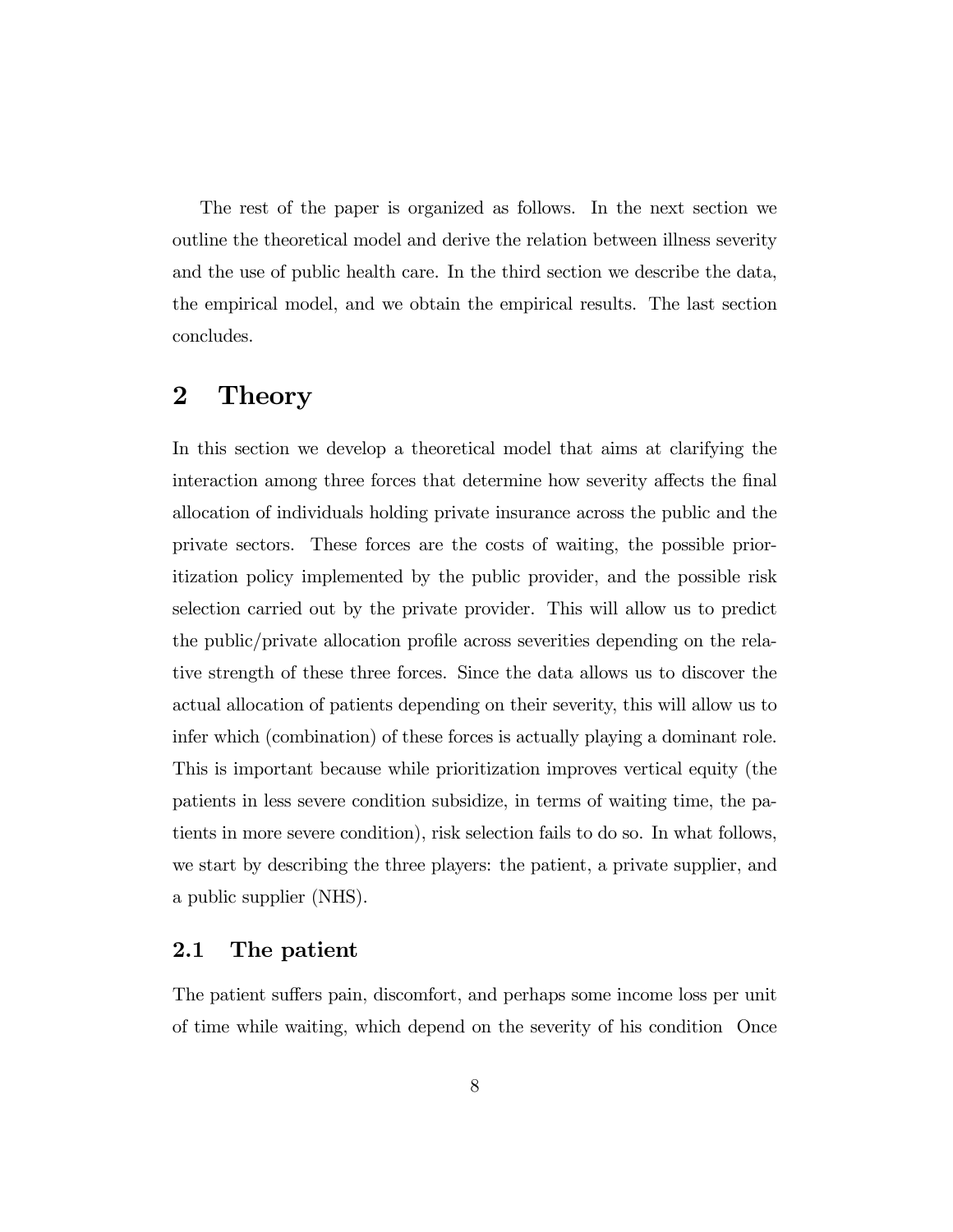The rest of the paper is organized as follows. In the next section we outline the theoretical model and derive the relation between illness severity and the use of public health care. In the third section we describe the data, the empirical model, and we obtain the empirical results. The last section concludes.

# 2 Theory

In this section we develop a theoretical model that aims at clarifying the interaction among three forces that determine how severity affects the final allocation of individuals holding private insurance across the public and the private sectors. These forces are the costs of waiting, the possible prioritization policy implemented by the public provider, and the possible risk selection carried out by the private provider. This will allow us to predict the public/private allocation profile across severities depending on the relative strength of these three forces. Since the data allows us to discover the actual allocation of patients depending on their severity, this will allow us to infer which (combination) of these forces is actually playing a dominant role. This is important because while prioritization improves vertical equity (the patients in less severe condition subsidize, in terms of waiting time, the patients in more severe condition), risk selection fails to do so. In what follows, we start by describing the three players: the patient, a private supplier, and a public supplier (NHS).

## 2.1 The patient

The patient suffers pain, discomfort, and perhaps some income loss per unit of time while waiting, which depend on the severity of his condition Once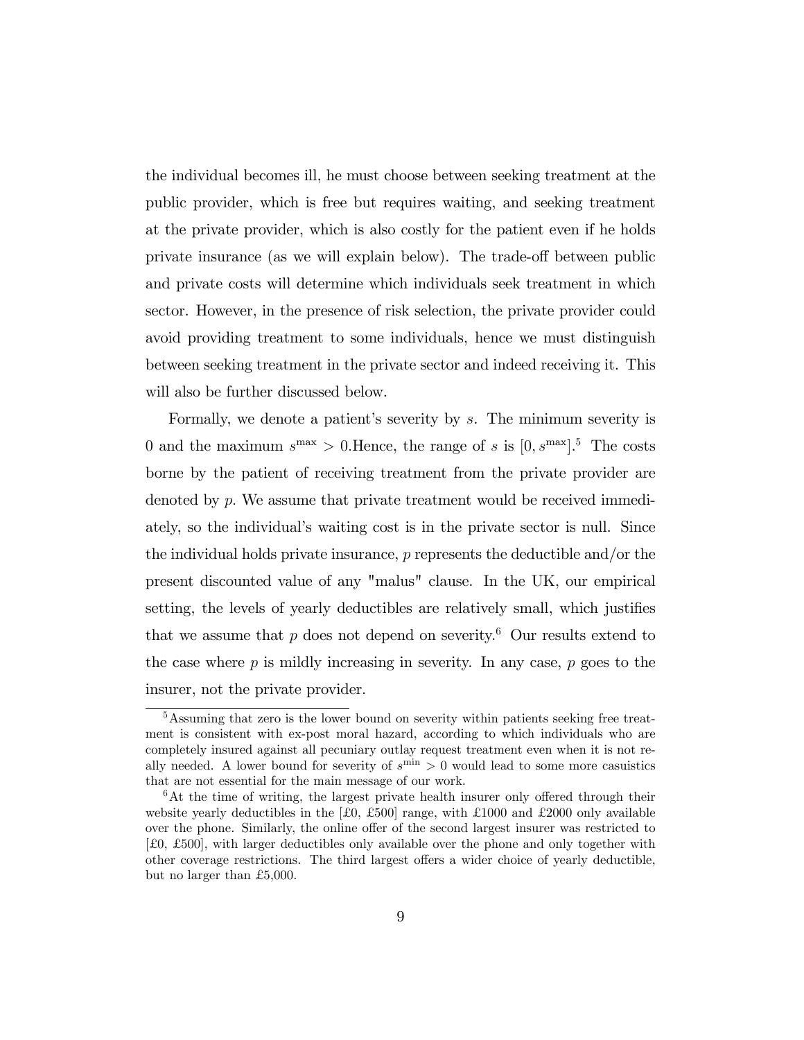the individual becomes ill, he must choose between seeking treatment at the public provider, which is free but requires waiting, and seeking treatment at the private provider, which is also costly for the patient even if he holds private insurance (as we will explain below). The trade-off between public and private costs will determine which individuals seek treatment in which sector. However, in the presence of risk selection, the private provider could avoid providing treatment to some individuals, hence we must distinguish between seeking treatment in the private sector and indeed receiving it. This will also be further discussed below.

Formally, we denote a patient's severity by $s$. The minimum severity is 0 and the maximum $s^{\max} > 0$.Hence, the range of $s$ is $[0, s^{\max}]$.[5] The costs borne by the patient of receiving treatment from the private provider are denoted by $p$. We assume that private treatment would be received immediately, so the individual's waiting cost is in the private sector is null. Since the individual holds private insurance, $p$ represents the deductible and/or the present discounted value of any "malus" clause. In the UK, our empirical setting, the levels of yearly deductibles are relatively small, which justifies that we assume that $p$ does not depend on severity.[6] Our results extend to the case where $p$ is mildly increasing in severity. In any case, $p$ goes to the insurer, not the private provider.

---

[5] Assuming that zero is the lower bound on severity within patients seeking free treatment is consistent with ex-post moral hazard, according to which individuals who are completely insured against all pecuniary outlay request treatment even when it is not really needed. A lower bound for severity of $s^{\min} > 0$ would lead to some more casuistics that are not essential for the main message of our work.

[6] At the time of writing, the largest private health insurer only offered through their website yearly deductibles in the [£0, £500] range, with £1000 and £2000 only available over the phone. Similarly, the online offer of the second largest insurer was restricted to [£0, £500], with larger deductibles only available over the phone and only together with other coverage restrictions. The third largest offers a wider choice of yearly deductible, but no larger than £5,000.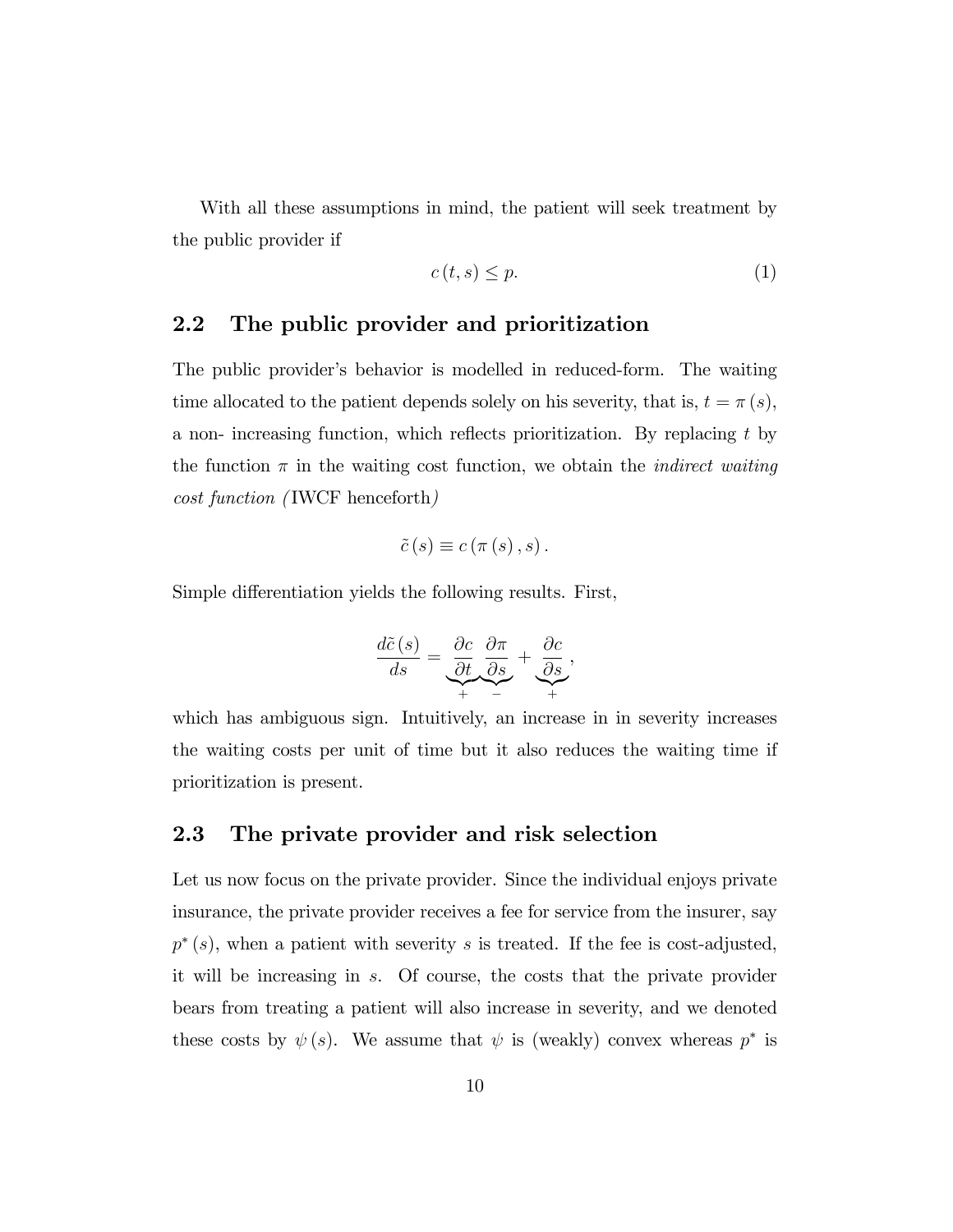With all these assumptions in mind, the patient will seek treatment by the public provider if

$$c(t, s) \leq p. \tag{1}$$

## 2.2 The public provider and prioritization

The public provider's behavior is modelled in reduced-form. The waiting time allocated to the patient depends solely on his severity, that is, $t = \pi(s)$, a non- increasing function, which reflects prioritization. By replacing $t$ by the function $\pi$ in the waiting cost function, we obtain the *indirect waiting cost function (*IWCF henceforth*)*

$$\tilde{c}(s) \equiv c(\pi(s), s).$$

Simple differentiation yields the following results. First,

$$\frac{d\tilde{c}(s)}{ds} = \underbrace{\frac{\partial c}{\partial t}}_{+} \underbrace{\frac{\partial \pi}{\partial s}}_{-} + \underbrace{\frac{\partial c}{\partial s}}_{+},$$

which has ambiguous sign. Intuitively, an increase in in severity increases the waiting costs per unit of time but it also reduces the waiting time if prioritization is present.

## 2.3 The private provider and risk selection

Let us now focus on the private provider. Since the individual enjoys private insurance, the private provider receives a fee for service from the insurer, say $p^*(s)$, when a patient with severity $s$ is treated. If the fee is cost-adjusted, it will be increasing in $s$. Of course, the costs that the private provider bears from treating a patient will also increase in severity, and we denoted these costs by $\psi(s)$. We assume that $\psi$ is (weakly) convex whereas $p^*$ is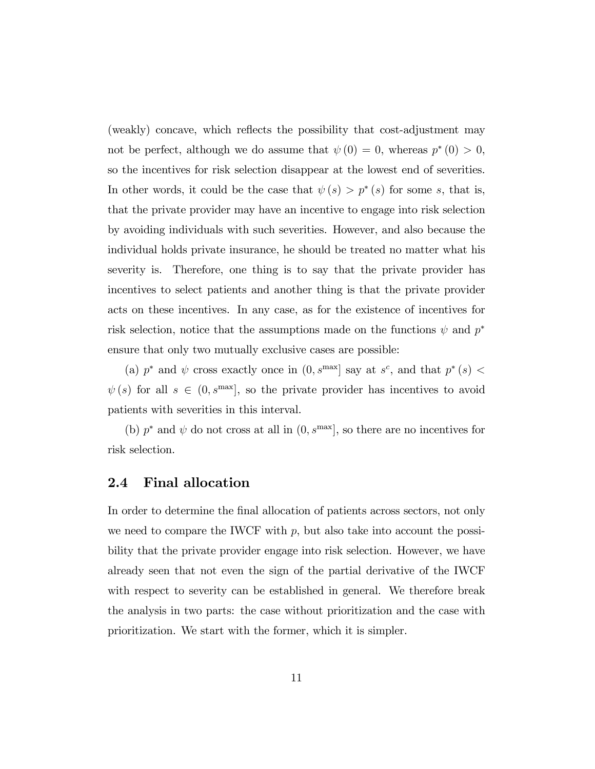(weakly) concave, which reflects the possibility that cost-adjustment may not be perfect, although we do assume that $\psi(0) = 0$, whereas $p^*(0) > 0$, so the incentives for risk selection disappear at the lowest end of severities. In other words, it could be the case that $\psi(s) > p^*(s)$ for some $s$, that is, that the private provider may have an incentive to engage into risk selection by avoiding individuals with such severities. However, and also because the individual holds private insurance, he should be treated no matter what his severity is. Therefore, one thing is to say that the private provider has incentives to select patients and another thing is that the private provider acts on these incentives. In any case, as for the existence of incentives for risk selection, notice that the assumptions made on the functions $\psi$ and $p^*$ ensure that only two mutually exclusive cases are possible:

(a) $p^*$ and $\psi$ cross exactly once in $(0, s^{\max}]$ say at $s^c$, and that $p^*(s) < \psi(s)$ for all $s \in (0, s^{\max}]$, so the private provider has incentives to avoid patients with severities in this interval.

(b) $p^*$ and $\psi$ do not cross at all in $(0, s^{\max}]$, so there are no incentives for risk selection.

## 2.4 Final allocation

In order to determine the final allocation of patients across sectors, not only we need to compare the IWCF with $p$, but also take into account the possibility that the private provider engage into risk selection. However, we have already seen that not even the sign of the partial derivative of the IWCF with respect to severity can be established in general. We therefore break the analysis in two parts: the case without prioritization and the case with prioritization. We start with the former, which it is simpler.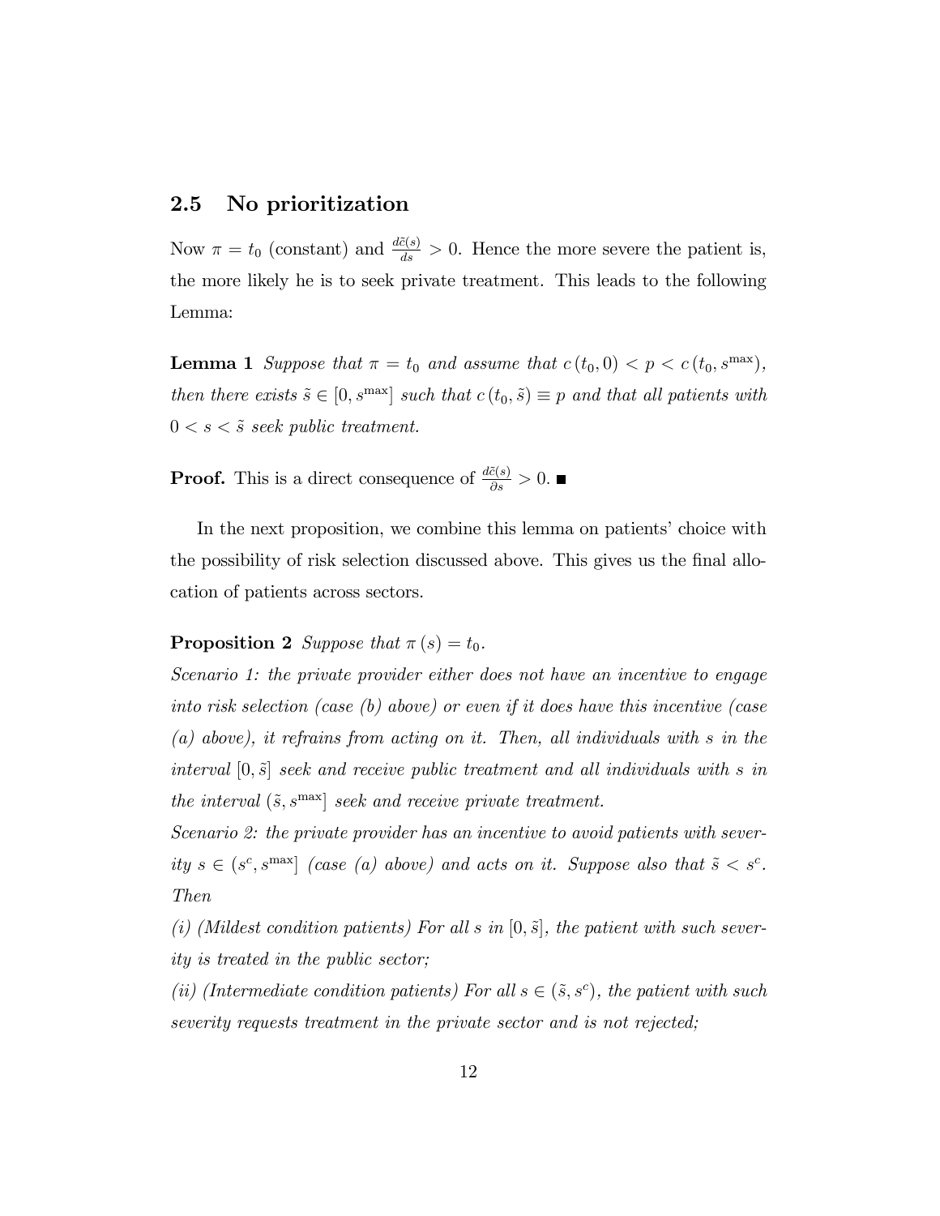## 2.5 No prioritization

Now $\pi = t_0$ (constant) and $\frac{d\tilde{c}(s)}{ds} > 0$. Hence the more severe the patient is, the more likely he is to seek private treatment. This leads to the following Lemma:

**Lemma 1** *Suppose that $\pi = t_0$ and assume that $c(t_0, 0) < p < c(t_0, s^{\max})$, then there exists $\tilde{s} \in [0, s^{\max}]$ such that $c(t_0, \tilde{s}) \equiv p$ and that all patients with $0 < s < \tilde{s}$ seek public treatment.*

**Proof.** This is a direct consequence of $\frac{d\tilde{c}(s)}{\partial s} > 0$. ■

In the next proposition, we combine this lemma on patients' choice with the possibility of risk selection discussed above. This gives us the final allocation of patients across sectors.

**Proposition 2** *Suppose that $\pi(s) = t_0$.*

*Scenario 1: the private provider either does not have an incentive to engage into risk selection (case (b) above) or even if it does have this incentive (case (a) above), it refrains from acting on it. Then, all individuals with $s$ in the interval $[0, \tilde{s}]$ seek and receive public treatment and all individuals with $s$ in the interval $(\tilde{s}, s^{\max}]$ seek and receive private treatment.*

*Scenario 2: the private provider has an incentive to avoid patients with severity $s \in (s^c, s^{\max}]$ (case (a) above) and acts on it. Suppose also that $\tilde{s} < s^c$. Then*

*(i) (Mildest condition patients) For all $s$ in $[0, \tilde{s}]$, the patient with such severity is treated in the public sector;*

*(ii) (Intermediate condition patients) For all $s \in (\tilde{s}, s^c)$, the patient with such severity requests treatment in the private sector and is not rejected;*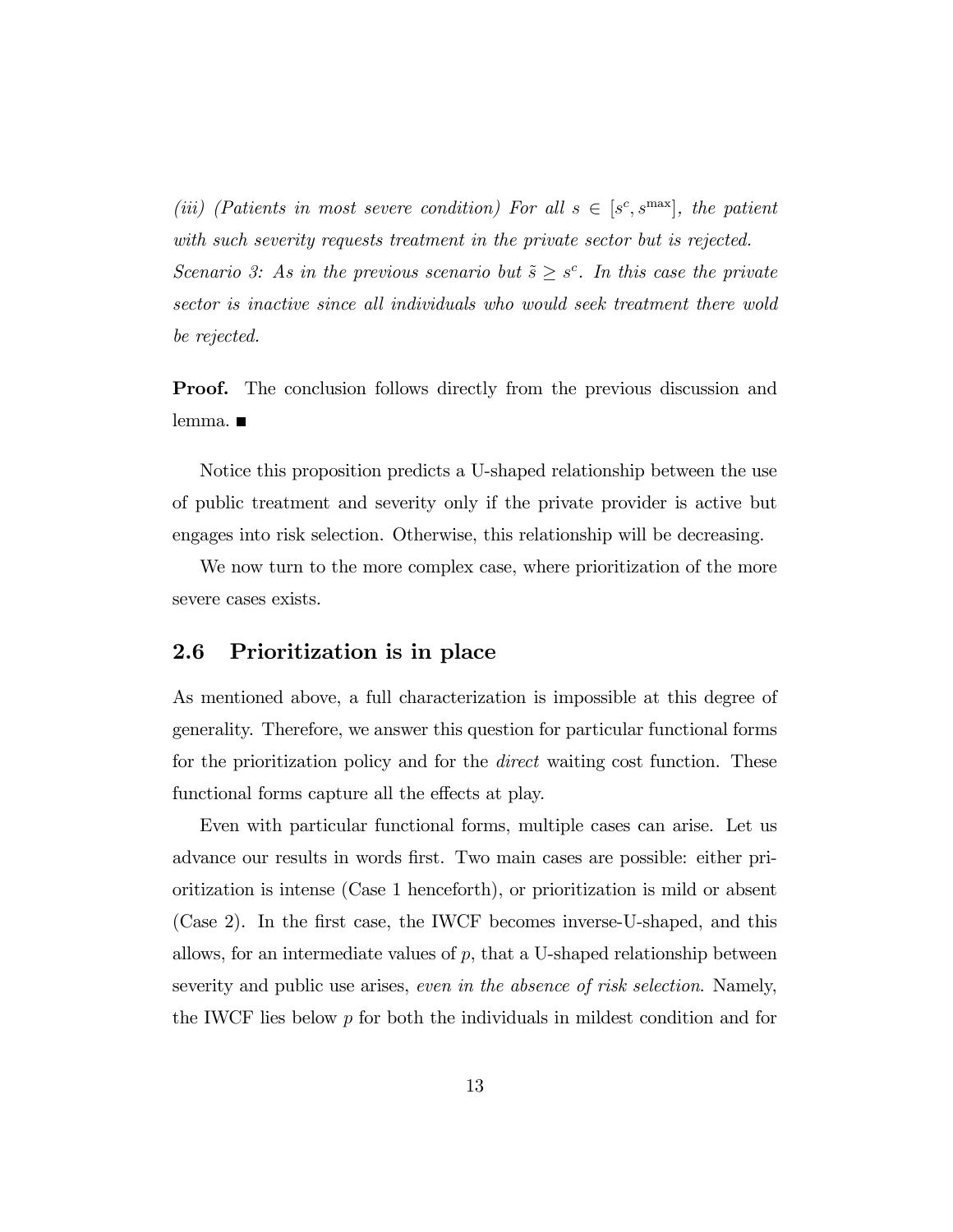*(iii) (Patients in most severe condition) For all $s \in [s^c, s^{\max}]$, the patient with such severity requests treatment in the private sector but is rejected.*

*Scenario 3: As in the previous scenario but $\tilde{s} \geq s^c$. In this case the private sector is inactive since all individuals who would seek treatment there wold be rejected.*

**Proof.** The conclusion follows directly from the previous discussion and lemma. ■

Notice this proposition predicts a U-shaped relationship between the use of public treatment and severity only if the private provider is active but engages into risk selection. Otherwise, this relationship will be decreasing.

We now turn to the more complex case, where prioritization of the more severe cases exists.

## 2.6 Prioritization is in place

As mentioned above, a full characterization is impossible at this degree of generality. Therefore, we answer this question for particular functional forms for the prioritization policy and for the *direct* waiting cost function. These functional forms capture all the effects at play.

Even with particular functional forms, multiple cases can arise. Let us advance our results in words first. Two main cases are possible: either prioritization is intense (Case 1 henceforth), or prioritization is mild or absent (Case 2). In the first case, the IWCF becomes inverse-U-shaped, and this allows, for an intermediate values of $p$, that a U-shaped relationship between severity and public use arises, *even in the absence of risk selection*. Namely, the IWCF lies below $p$ for both the individuals in mildest condition and for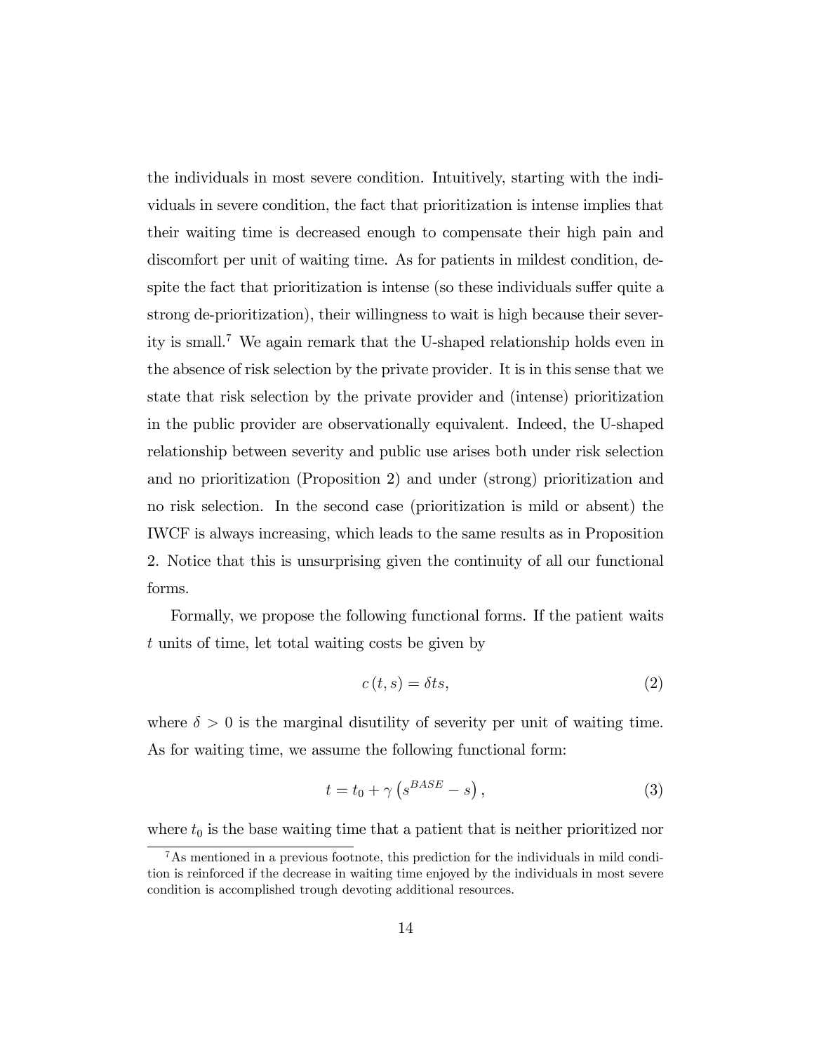the individuals in most severe condition. Intuitively, starting with the individuals in severe condition, the fact that prioritization is intense implies that their waiting time is decreased enough to compensate their high pain and discomfort per unit of waiting time. As for patients in mildest condition, despite the fact that prioritization is intense (so these individuals suffer quite a strong de-prioritization), their willingness to wait is high because their severity is small.[7] We again remark that the U-shaped relationship holds even in the absence of risk selection by the private provider. It is in this sense that we state that risk selection by the private provider and (intense) prioritization in the public provider are observationally equivalent. Indeed, the U-shaped relationship between severity and public use arises both under risk selection and no prioritization (Proposition 2) and under (strong) prioritization and no risk selection. In the second case (prioritization is mild or absent) the IWCF is always increasing, which leads to the same results as in Proposition 2. Notice that this is unsurprising given the continuity of all our functional forms.

Formally, we propose the following functional forms. If the patient waits $t$ units of time, let total waiting costs be given by

$$c(t, s) = \delta t s, \tag{2}$$

where $\delta > 0$ is the marginal disutility of severity per unit of waiting time. As for waiting time, we assume the following functional form:

$$t = t_0 + \gamma \left(s^{BASE} - s\right), \tag{3}$$

where $t_0$ is the base waiting time that a patient that is neither prioritized nor

[7] As mentioned in a previous footnote, this prediction for the individuals in mild condition is reinforced if the decrease in waiting time enjoyed by the individuals in most severe condition is accomplished trough devoting additional resources.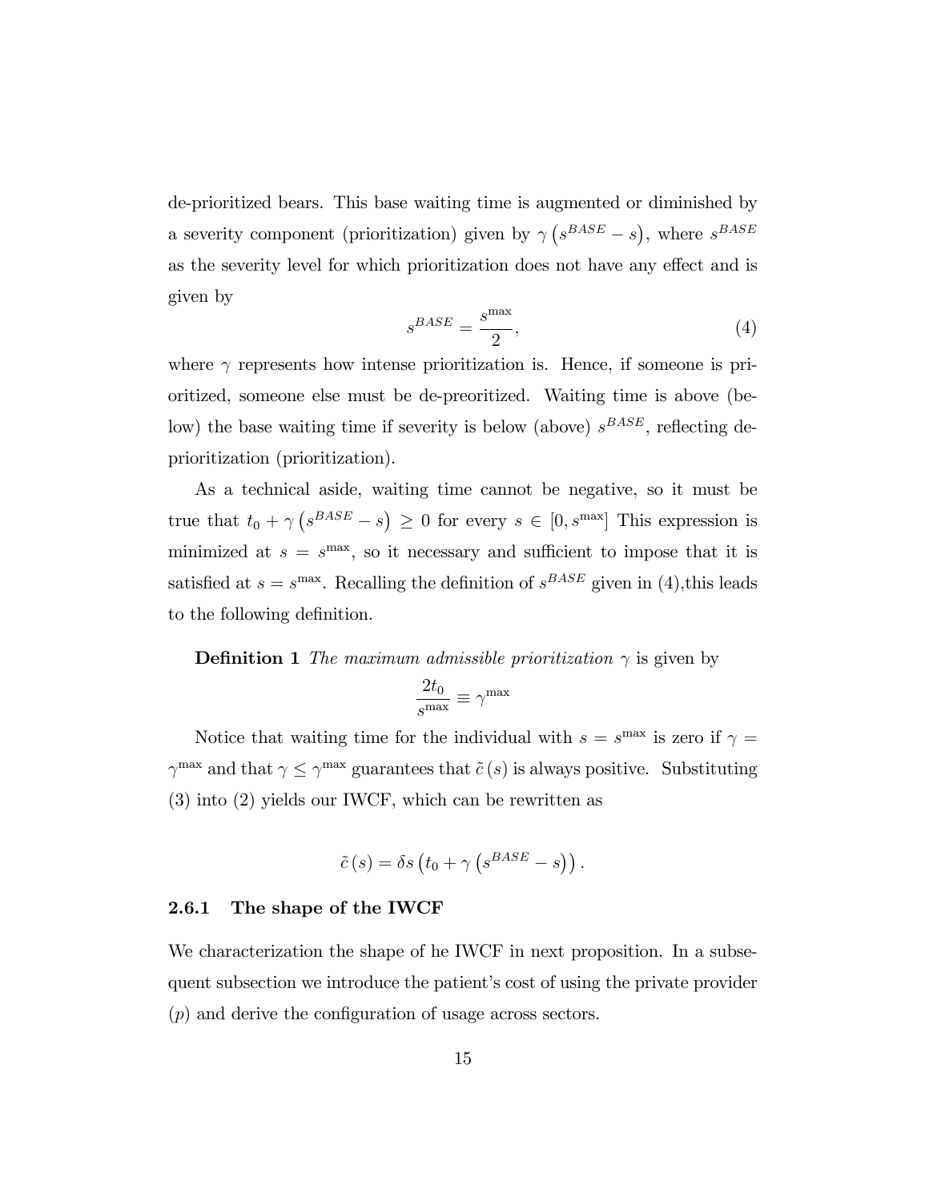de-prioritized bears. This base waiting time is augmented or diminished by a severity component (prioritization) given by $\gamma\left(s^{BASE}-s\right)$, where $s^{BASE}$ as the severity level for which prioritization does not have any effect and is given by

$$s^{BASE}=\frac{s^{\max}}{2}, \tag{4}$$

where $\gamma$ represents how intense prioritization is. Hence, if someone is prioritized, someone else must be de-preoritized. Waiting time is above (below) the base waiting time if severity is below (above) $s^{BASE}$, reflecting deprioritization (prioritization).

As a technical aside, waiting time cannot be negative, so it must be true that $t_0+\gamma\left(s^{BASE}-s\right)\geq 0$ for every $s\in[0,s^{\max}]$ This expression is minimized at $s=s^{\max}$, so it necessary and sufficient to impose that it is satisfied at $s=s^{\max}$. Recalling the definition of $s^{BASE}$ given in (4),this leads to the following definition.

**Definition 1** *The maximum admissible prioritization* $\gamma$ is given by

$$\frac{2t_0}{s^{\max}}\equiv\gamma^{\max}$$

Notice that waiting time for the individual with $s=s^{\max}$ is zero if $\gamma=\gamma^{\max}$ and that $\gamma\leq\gamma^{\max}$ guarantees that $\tilde{c}(s)$ is always positive. Substituting (3) into (2) yields our IWCF, which can be rewritten as

$$\tilde{c}(s)=\delta s\left(t_0+\gamma\left(s^{BASE}-s\right)\right).$$

### 2.6.1 The shape of the IWCF

We characterization the shape of he IWCF in next proposition. In a subsequent subsection we introduce the patient's cost of using the private provider ($p$) and derive the configuration of usage across sectors.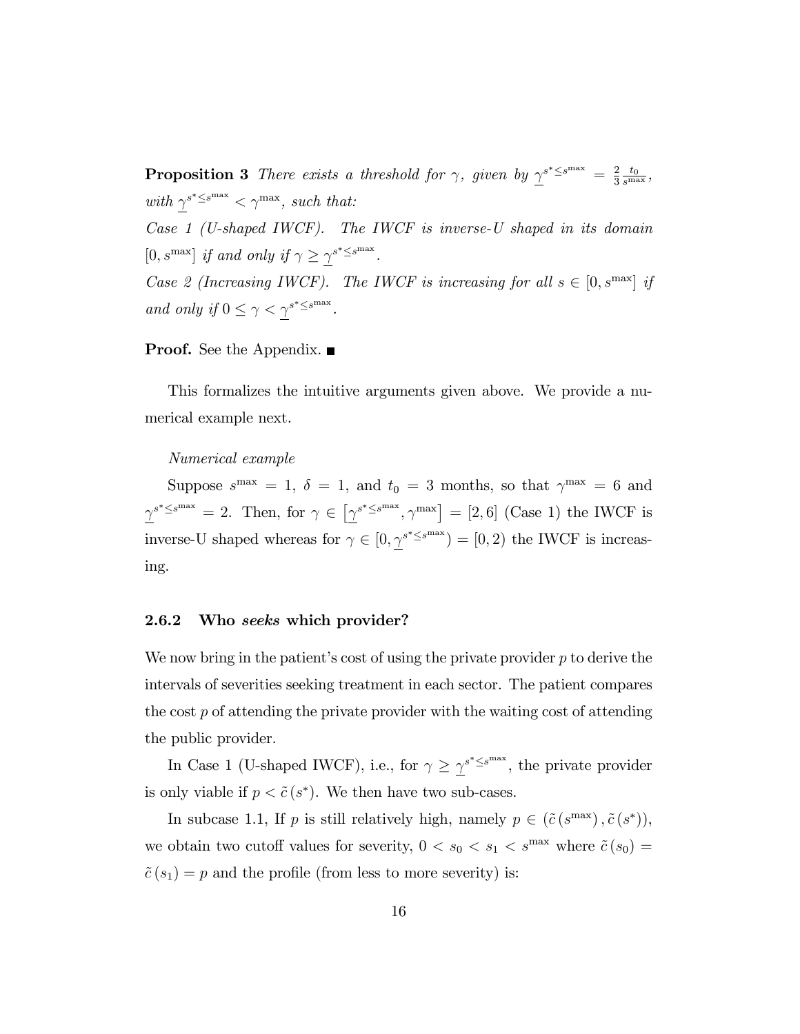**Proposition 3** *There exists a threshold for $\gamma$, given by $\underline{\gamma}^{s^* \leq s^{\max}} = \frac{2}{3}\frac{t_0}{s^{\max}}$, with $\underline{\gamma}^{s^* \leq s^{\max}} < \gamma^{\max}$, such that:*

*Case 1 (U-shaped IWCF). The IWCF is inverse-U shaped in its domain $[0, s^{\max}]$ if and only if $\gamma \geq \underline{\gamma}^{s^* \leq s^{\max}}$.*

*Case 2 (Increasing IWCF). The IWCF is increasing for all $s \in [0, s^{\max}]$ if and only if $0 \leq \gamma < \underline{\gamma}^{s^* \leq s^{\max}}$.*

**Proof.** See the Appendix. ■

This formalizes the intuitive arguments given above. We provide a numerical example next.

*Numerical example*

Suppose $s^{\max} = 1$, $\delta = 1$, and $t_0 = 3$ months, so that $\gamma^{\max} = 6$ and $\underline{\gamma}^{s^* \leq s^{\max}} = 2$. Then, for $\gamma \in \left[\underline{\gamma}^{s^* \leq s^{\max}}, \gamma^{\max}\right] = [2, 6]$ (Case 1) the IWCF is inverse-U shaped whereas for $\gamma \in [0, \underline{\gamma}^{s^* \leq s^{\max}}) = [0, 2)$ the IWCF is increasing.

### 2.6.2 Who *seeks* which provider?

We now bring in the patient's cost of using the private provider $p$ to derive the intervals of severities seeking treatment in each sector. The patient compares the cost $p$ of attending the private provider with the waiting cost of attending the public provider.

In Case 1 (U-shaped IWCF), i.e., for $\gamma \geq \underline{\gamma}^{s^* \leq s^{\max}}$, the private provider is only viable if $p < \tilde{c}(s^*)$. We then have two sub-cases.

In subcase 1.1, If $p$ is still relatively high, namely $p \in (\tilde{c}(s^{\max}), \tilde{c}(s^*))$, we obtain two cutoff values for severity, $0 < s_0 < s_1 < s^{\max}$ where $\tilde{c}(s_0) = \tilde{c}(s_1) = p$ and the profile (from less to more severity) is: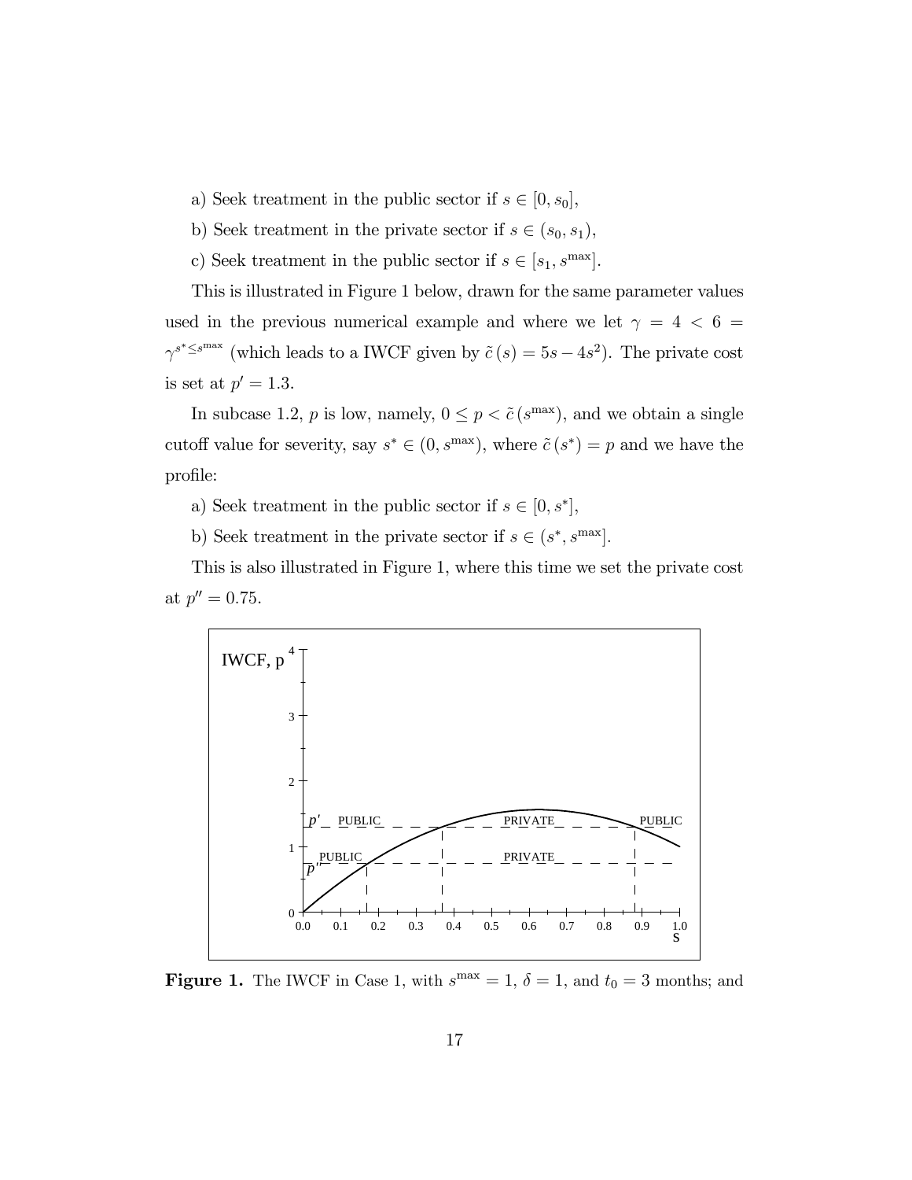a) Seek treatment in the public sector if $s \in [0, s_0]$,

b) Seek treatment in the private sector if $s \in (s_0, s_1)$,

c) Seek treatment in the public sector if $s \in [s_1, s^{\max}]$.

This is illustrated in Figure 1 below, drawn for the same parameter values used in the previous numerical example and where we let $\gamma = 4 < 6 = \gamma^{s^* \leq s^{\max}}$ (which leads to a IWCF given by $\tilde{c}(s) = 5s - 4s^2$). The private cost is set at $p' = 1.3$.

In subcase 1.2, $p$ is low, namely, $0 \leq p < \tilde{c}(s^{\max})$, and we obtain a single cutoff value for severity, say $s^* \in (0, s^{\max})$, where $\tilde{c}(s^*) = p$ and we have the profile:

a) Seek treatment in the public sector if $s \in [0, s^*]$,

b) Seek treatment in the private sector if $s \in (s^*, s^{\max}]$.

This is also illustrated in Figure 1, where this time we set the private cost at $p'' = 0.75$.

**Figure 1.** The IWCF in Case 1, with $s^{\max} = 1$, $\delta = 1$, and $t_0 = 3$ months; and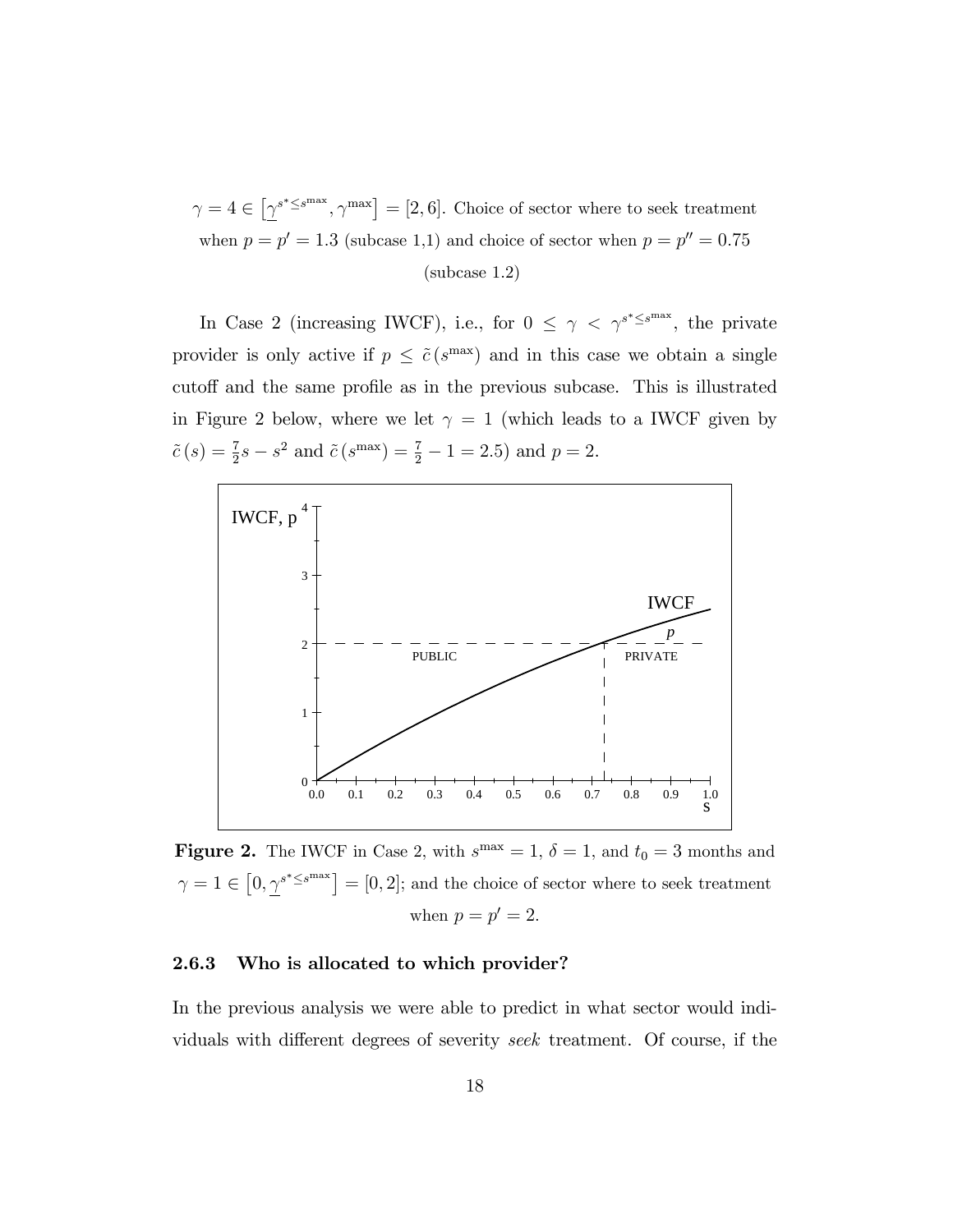$\gamma = 4 \in \left[\underline{\gamma}^{s^* \leq s^{\max}}, \gamma^{\max}\right] = [2, 6]$. Choice of sector where to seek treatment when $p = p' = 1.3$ (subcase 1,1) and choice of sector when $p = p'' = 0.75$ (subcase 1.2)

In Case 2 (increasing IWCF), i.e., for $0 \leq \gamma < \gamma^{s^* \leq s^{\max}}$, the private provider is only active if $p \leq \tilde{c}(s^{\max})$ and in this case we obtain a single cutoff and the same profile as in the previous subcase. This is illustrated in Figure 2 below, where we let $\gamma = 1$ (which leads to a IWCF given by $\tilde{c}(s) = \frac{7}{2}s - s^2$ and $\tilde{c}(s^{\max}) = \frac{7}{2} - 1 = 2.5$) and $p = 2$.

**Figure 2.** The IWCF in Case 2, with $s^{\max} = 1$, $\delta = 1$, and $t_0 = 3$ months and $\gamma = 1 \in \left[0, \underline{\gamma}^{s^* \leq s^{\max}}\right] = [0, 2]$; and the choice of sector where to seek treatment when $p = p' = 2$.

### 2.6.3 Who is allocated to which provider?

In the previous analysis we were able to predict in what sector would individuals with different degrees of severity *seek* treatment. Of course, if the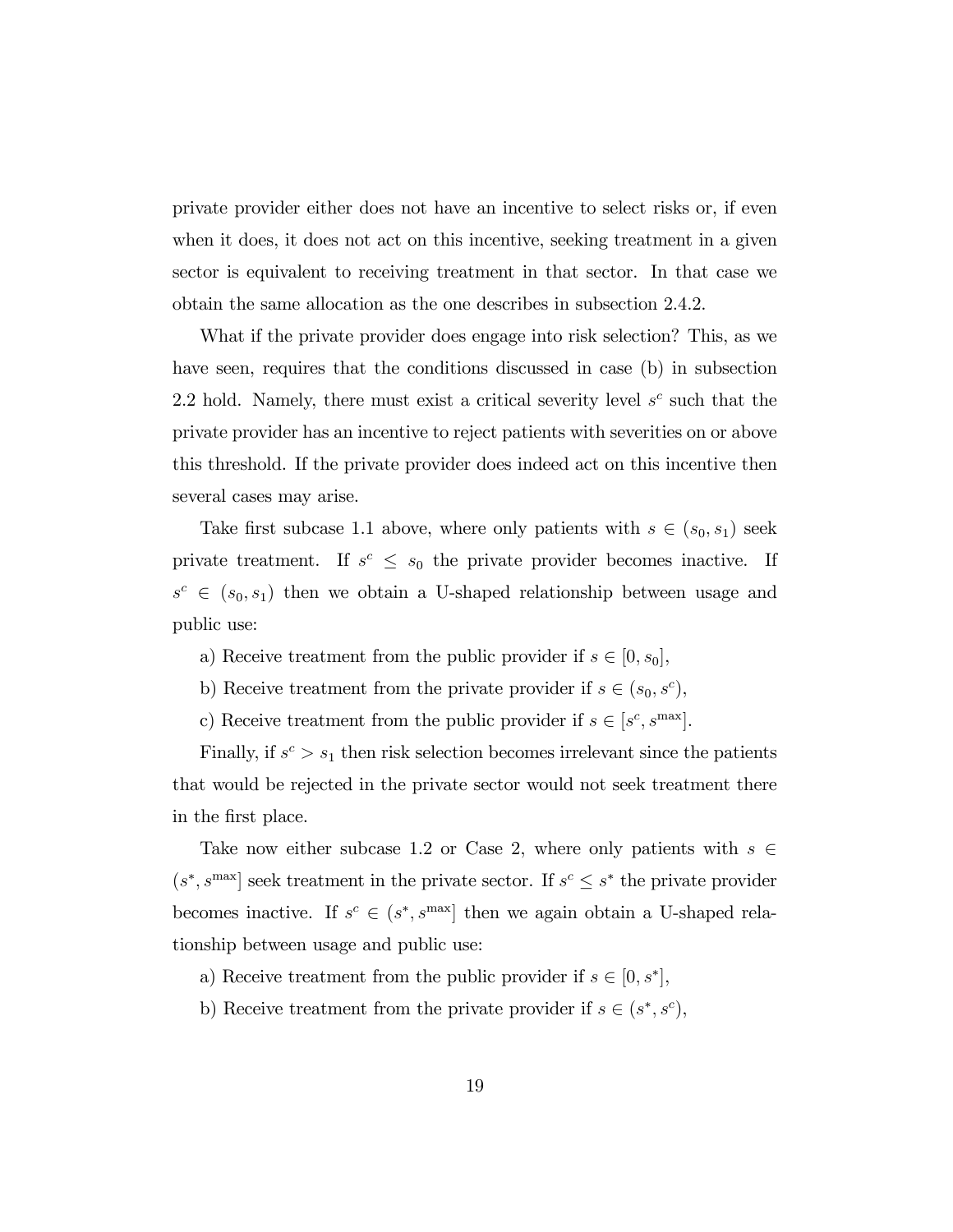private provider either does not have an incentive to select risks or, if even when it does, it does not act on this incentive, seeking treatment in a given sector is equivalent to receiving treatment in that sector. In that case we obtain the same allocation as the one describes in subsection 2.4.2.

What if the private provider does engage into risk selection? This, as we have seen, requires that the conditions discussed in case (b) in subsection 2.2 hold. Namely, there must exist a critical severity level $s^c$ such that the private provider has an incentive to reject patients with severities on or above this threshold. If the private provider does indeed act on this incentive then several cases may arise.

Take first subcase 1.1 above, where only patients with $s \in (s_0, s_1)$ seek private treatment. If $s^c \leq s_0$ the private provider becomes inactive. If $s^c \in (s_0, s_1)$ then we obtain a U-shaped relationship between usage and public use:

a) Receive treatment from the public provider if $s \in [0, s_0]$,

b) Receive treatment from the private provider if $s \in (s_0, s^c)$,

c) Receive treatment from the public provider if $s \in [s^c, s^{\max}]$.

Finally, if $s^c > s_1$ then risk selection becomes irrelevant since the patients that would be rejected in the private sector would not seek treatment there in the first place.

Take now either subcase 1.2 or Case 2, where only patients with $s \in (s^*, s^{\max}]$ seek treatment in the private sector. If $s^c \leq s^*$ the private provider becomes inactive. If $s^c \in (s^*, s^{\max}]$ then we again obtain a U-shaped relationship between usage and public use:

a) Receive treatment from the public provider if $s \in [0, s^*]$,

b) Receive treatment from the private provider if $s \in (s^*, s^c)$,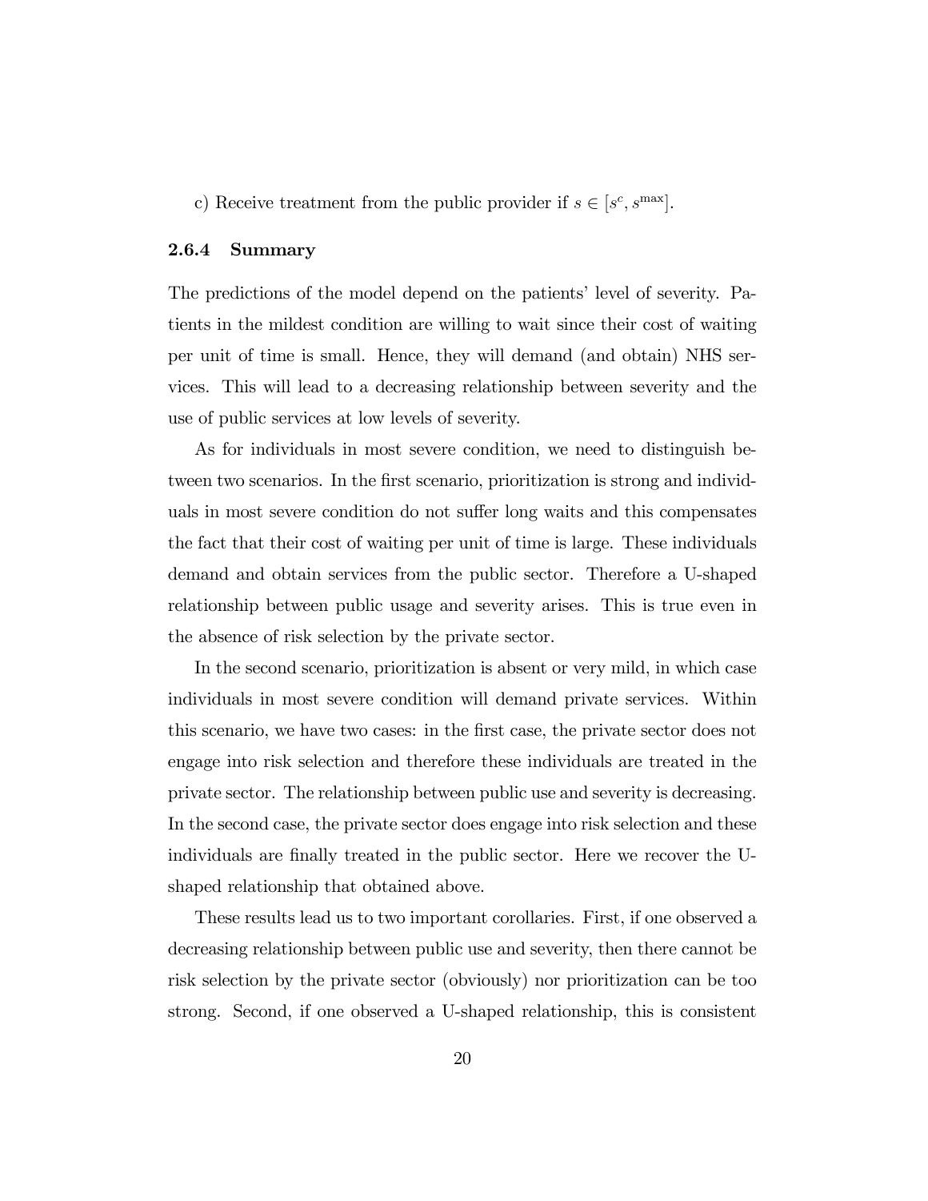c) Receive treatment from the public provider if $s \in [s^c, s^{\max}]$.

### 2.6.4 Summary

The predictions of the model depend on the patients' level of severity. Patients in the mildest condition are willing to wait since their cost of waiting per unit of time is small. Hence, they will demand (and obtain) NHS services. This will lead to a decreasing relationship between severity and the use of public services at low levels of severity.

As for individuals in most severe condition, we need to distinguish between two scenarios. In the first scenario, prioritization is strong and individuals in most severe condition do not suffer long waits and this compensates the fact that their cost of waiting per unit of time is large. These individuals demand and obtain services from the public sector. Therefore a U-shaped relationship between public usage and severity arises. This is true even in the absence of risk selection by the private sector.

In the second scenario, prioritization is absent or very mild, in which case individuals in most severe condition will demand private services. Within this scenario, we have two cases: in the first case, the private sector does not engage into risk selection and therefore these individuals are treated in the private sector. The relationship between public use and severity is decreasing. In the second case, the private sector does engage into risk selection and these individuals are finally treated in the public sector. Here we recover the U-shaped relationship that obtained above.

These results lead us to two important corollaries. First, if one observed a decreasing relationship between public use and severity, then there cannot be risk selection by the private sector (obviously) nor prioritization can be too strong. Second, if one observed a U-shaped relationship, this is consistent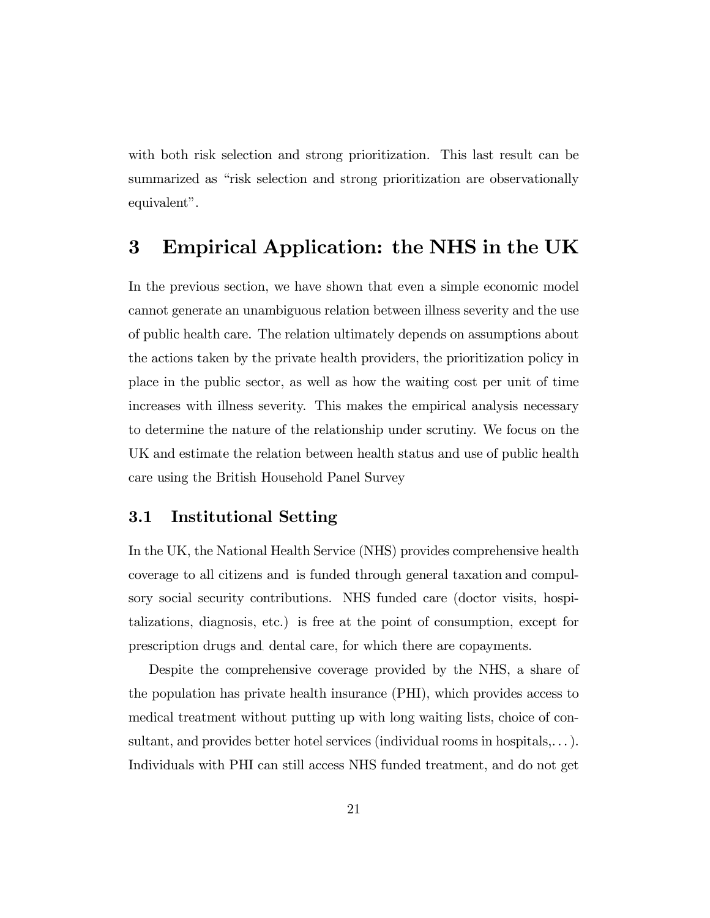with both risk selection and strong prioritization. This last result can be summarized as "risk selection and strong prioritization are observationally equivalent".

# 3 Empirical Application: the NHS in the UK

In the previous section, we have shown that even a simple economic model cannot generate an unambiguous relation between illness severity and the use of public health care. The relation ultimately depends on assumptions about the actions taken by the private health providers, the prioritization policy in place in the public sector, as well as how the waiting cost per unit of time increases with illness severity. This makes the empirical analysis necessary to determine the nature of the relationship under scrutiny. We focus on the UK and estimate the relation between health status and use of public health care using the British Household Panel Survey

## 3.1 Institutional Setting

In the UK, the National Health Service (NHS) provides comprehensive health coverage to all citizens and is funded through general taxation and compulsory social security contributions. NHS funded care (doctor visits, hospitalizations, diagnosis, etc.) is free at the point of consumption, except for prescription drugs and dental care, for which there are copayments.

Despite the comprehensive coverage provided by the NHS, a share of the population has private health insurance (PHI), which provides access to medical treatment without putting up with long waiting lists, choice of consultant, and provides better hotel services (individual rooms in hospitals,...). Individuals with PHI can still access NHS funded treatment, and do not get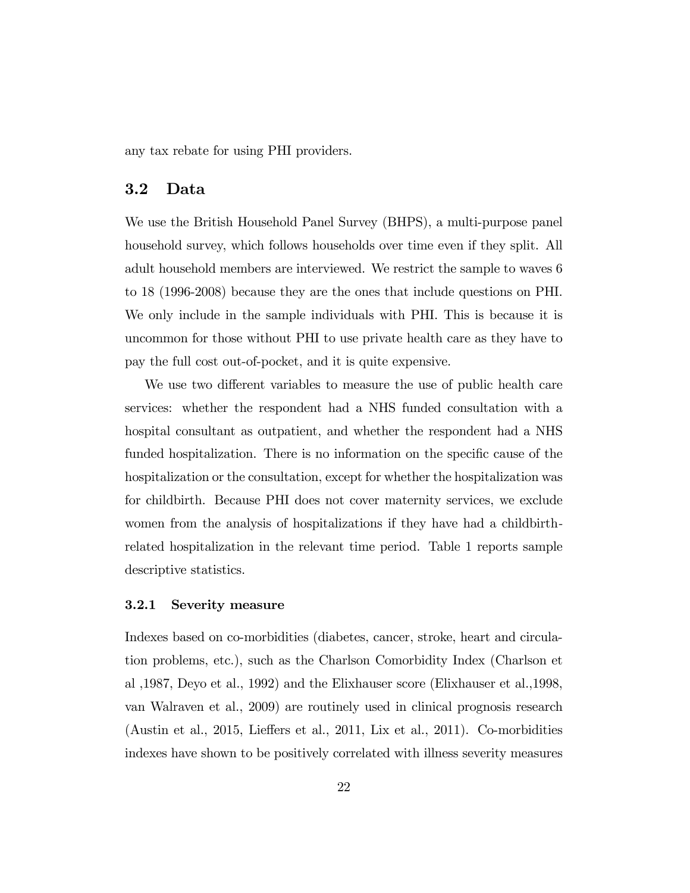any tax rebate for using PHI providers.

## 3.2 Data

We use the British Household Panel Survey (BHPS), a multi-purpose panel household survey, which follows households over time even if they split. All adult household members are interviewed. We restrict the sample to waves 6 to 18 (1996-2008) because they are the ones that include questions on PHI. We only include in the sample individuals with PHI. This is because it is uncommon for those without PHI to use private health care as they have to pay the full cost out-of-pocket, and it is quite expensive.

We use two different variables to measure the use of public health care services: whether the respondent had a NHS funded consultation with a hospital consultant as outpatient, and whether the respondent had a NHS funded hospitalization. There is no information on the specific cause of the hospitalization or the consultation, except for whether the hospitalization was for childbirth. Because PHI does not cover maternity services, we exclude women from the analysis of hospitalizations if they have had a childbirth-related hospitalization in the relevant time period. Table 1 reports sample descriptive statistics.

### 3.2.1 Severity measure

Indexes based on co-morbidities (diabetes, cancer, stroke, heart and circulation problems, etc.), such as the Charlson Comorbidity Index (Charlson et al ,1987, Deyo et al., 1992) and the Elixhauser score (Elixhauser et al.,1998, van Walraven et al., 2009) are routinely used in clinical prognosis research (Austin et al., 2015, Lieffers et al., 2011, Lix et al., 2011). Co-morbidities indexes have shown to be positively correlated with illness severity measures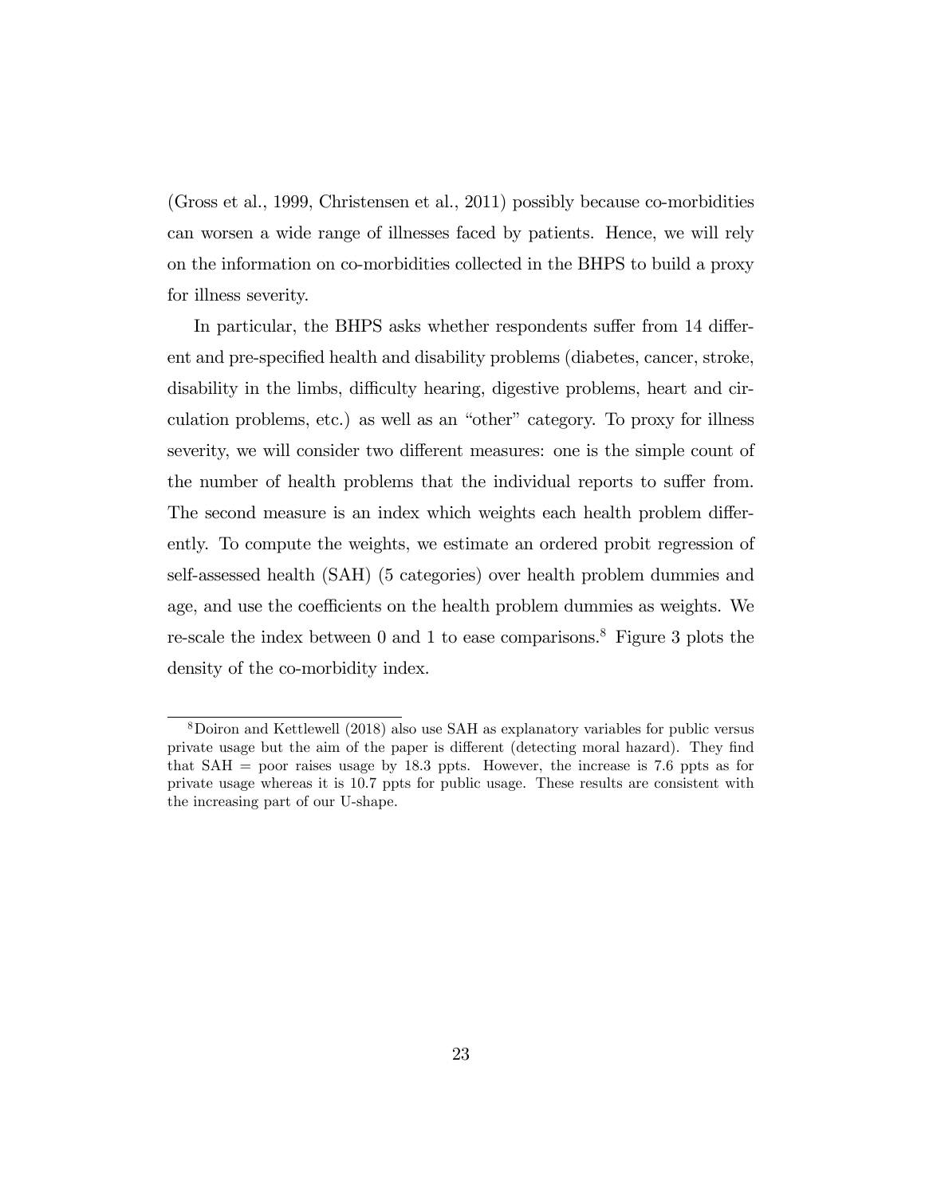(Gross et al., 1999, Christensen et al., 2011) possibly because co-morbidities can worsen a wide range of illnesses faced by patients. Hence, we will rely on the information on co-morbidities collected in the BHPS to build a proxy for illness severity.

In particular, the BHPS asks whether respondents suffer from 14 different and pre-specified health and disability problems (diabetes, cancer, stroke, disability in the limbs, difficulty hearing, digestive problems, heart and circulation problems, etc.) as well as an "other" category. To proxy for illness severity, we will consider two different measures: one is the simple count of the number of health problems that the individual reports to suffer from. The second measure is an index which weights each health problem differently. To compute the weights, we estimate an ordered probit regression of self-assessed health (SAH) (5 categories) over health problem dummies and age, and use the coefficients on the health problem dummies as weights. We re-scale the index between 0 and 1 to ease comparisons.[8] Figure 3 plots the density of the co-morbidity index.

[8] Doiron and Kettlewell (2018) also use SAH as explanatory variables for public versus private usage but the aim of the paper is different (detecting moral hazard). They find that SAH = poor raises usage by 18.3 ppts. However, the increase is 7.6 ppts as for private usage whereas it is 10.7 ppts for public usage. These results are consistent with the increasing part of our U-shape.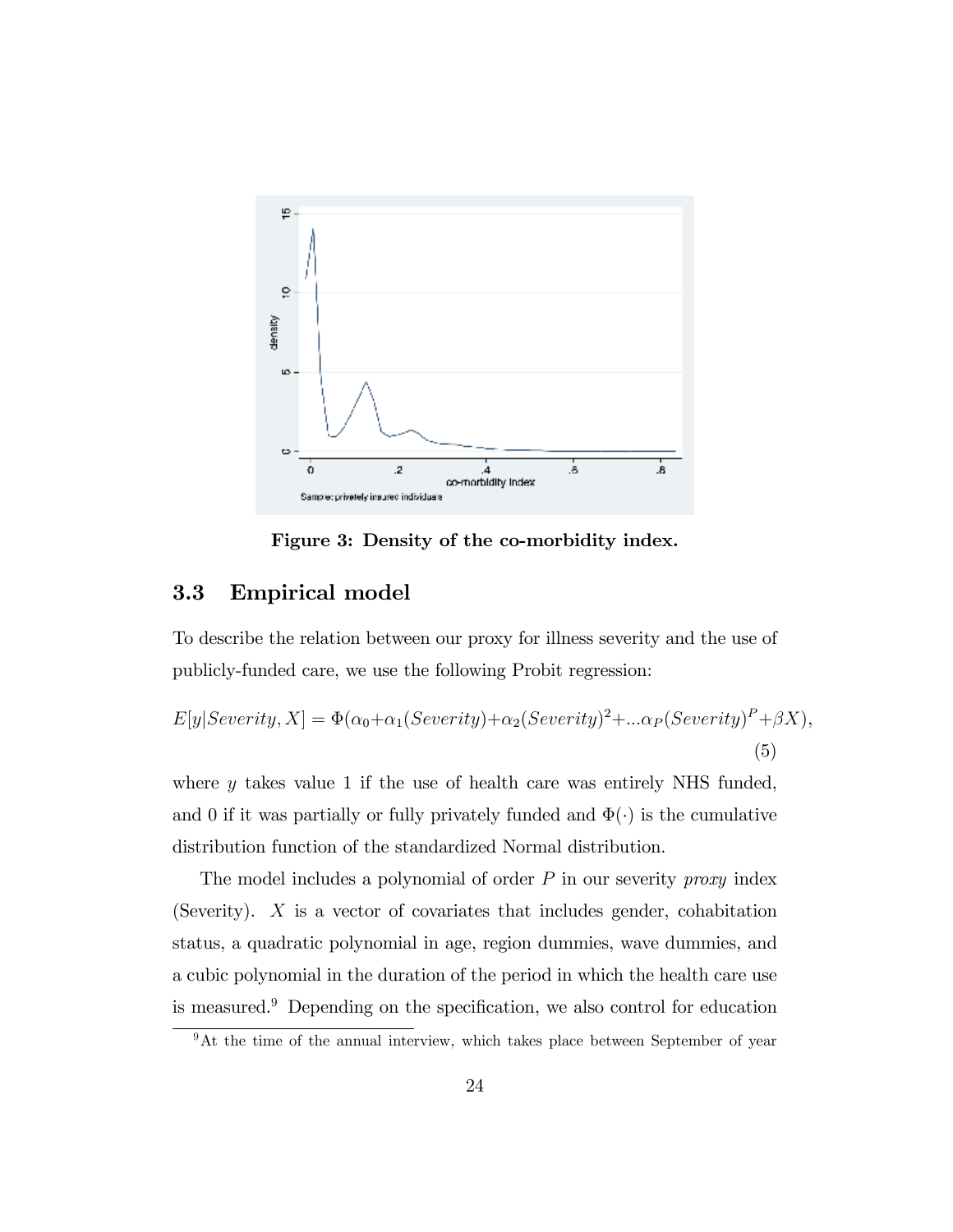Figure 3: Density of the co-morbidity index.

### 3.3 Empirical model

To describe the relation between our proxy for illness severity and the use of publicly-funded care, we use the following Probit regression:

$$E[y|Severity, X] = \Phi(\alpha_0 + \alpha_1(Severity) + \alpha_2(Severity)^2 + ...\alpha_P(Severity)^P + \beta X), \quad (5)$$

where $y$ takes value 1 if the use of health care was entirely NHS funded, and 0 if it was partially or fully privately funded and $\Phi(\cdot)$ is the cumulative distribution function of the standardized Normal distribution.

The model includes a polynomial of order $P$ in our severity *proxy* index (Severity). $X$ is a vector of covariates that includes gender, cohabitation status, a quadratic polynomial in age, region dummies, wave dummies, and a cubic polynomial in the duration of the period in which the health care use is measured.[9] Depending on the specification, we also control for education

[9] At the time of the annual interview, which takes place between September of year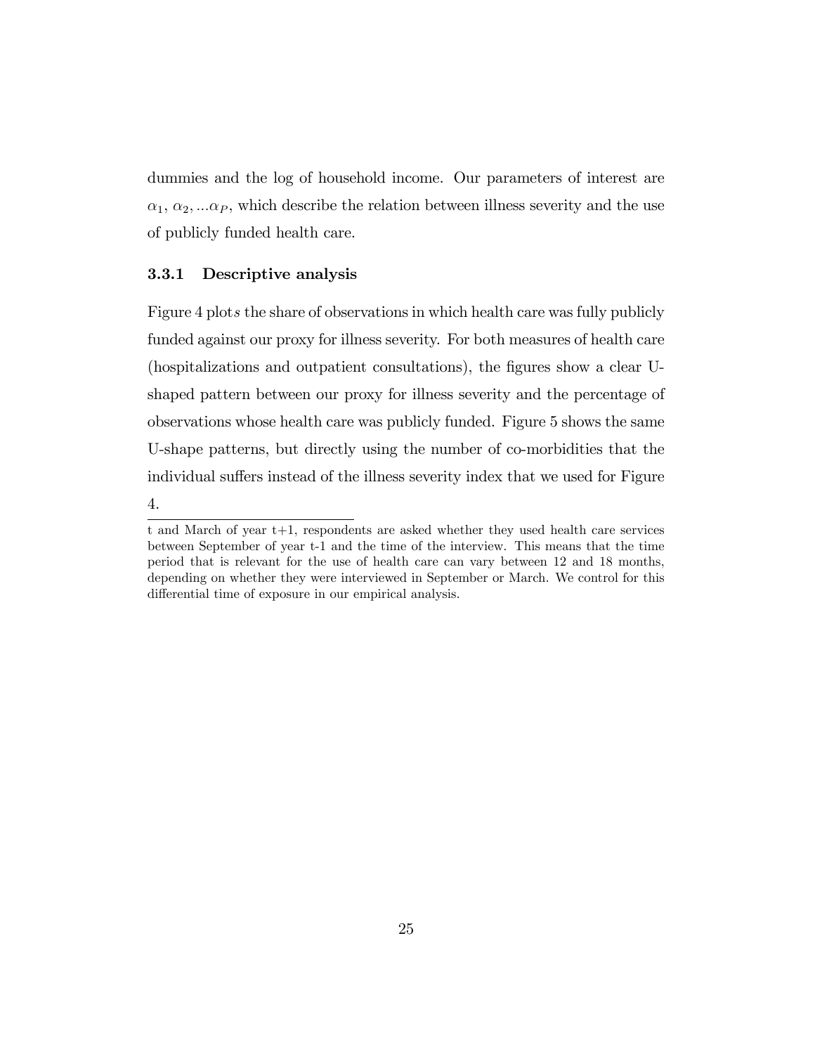dummies and the log of household income. Our parameters of interest are $\alpha_1$, $\alpha_2$, $...\alpha_P$, which describe the relation between illness severity and the use of publicly funded health care.

### 3.3.1 Descriptive analysis

Figure 4 plot$s$ the share of observations in which health care was fully publicly funded against our proxy for illness severity. For both measures of health care (hospitalizations and outpatient consultations), the figures show a clear U-shaped pattern between our proxy for illness severity and the percentage of observations whose health care was publicly funded. Figure 5 shows the same U-shape patterns, but directly using the number of co-morbidities that the individual suffers instead of the illness severity index that we used for Figure 4.

---

t and March of year t+1, respondents are asked whether they used health care services between September of year t-1 and the time of the interview. This means that the time period that is relevant for the use of health care can vary between 12 and 18 months, depending on whether they were interviewed in September or March. We control for this differential time of exposure in our empirical analysis.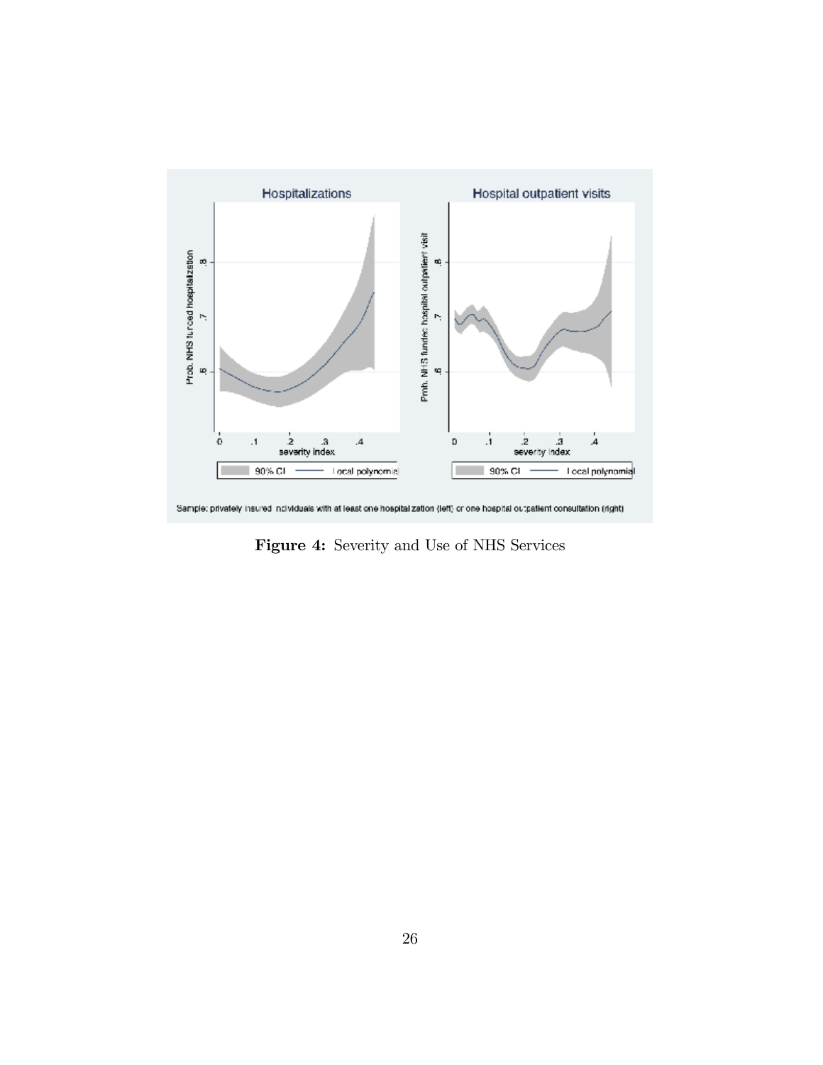**Figure 4:** Severity and Use of NHS Services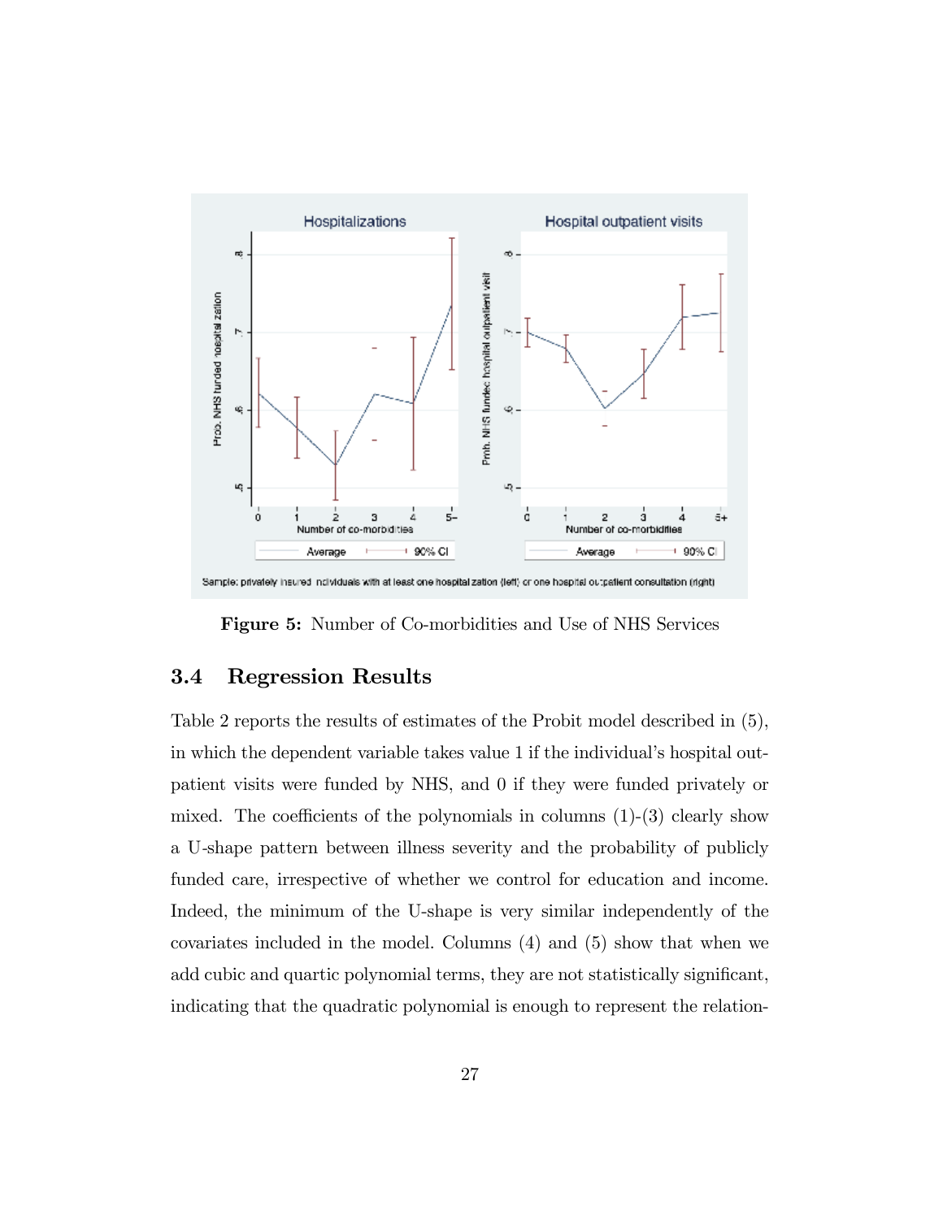**Figure 5:** Number of Co-morbidities and Use of NHS Services

## 3.4 Regression Results

Table 2 reports the results of estimates of the Probit model described in (5), in which the dependent variable takes value 1 if the individual's hospital outpatient visits were funded by NHS, and 0 if they were funded privately or mixed. The coefficients of the polynomials in columns (1)-(3) clearly show a U-shape pattern between illness severity and the probability of publicly funded care, irrespective of whether we control for education and income. Indeed, the minimum of the U-shape is very similar independently of the covariates included in the model. Columns (4) and (5) show that when we add cubic and quartic polynomial terms, they are not statistically significant, indicating that the quadratic polynomial is enough to represent the relation-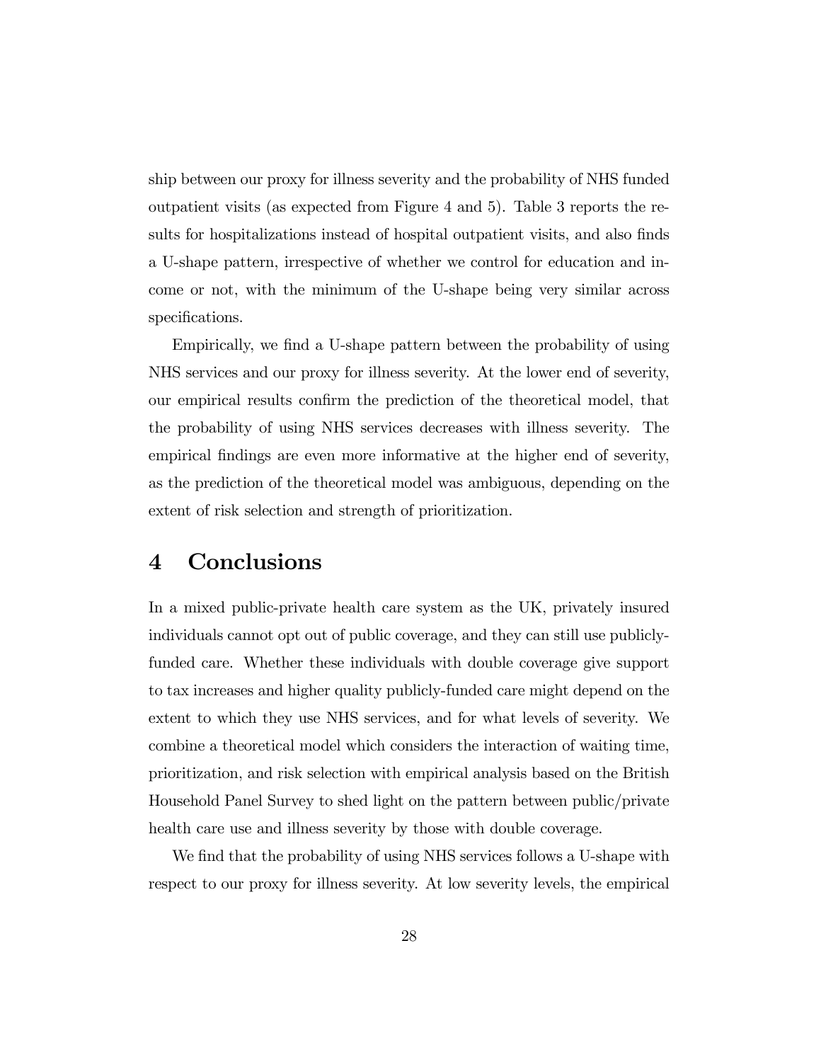ship between our proxy for illness severity and the probability of NHS funded outpatient visits (as expected from Figure 4 and 5). Table 3 reports the results for hospitalizations instead of hospital outpatient visits, and also finds a U-shape pattern, irrespective of whether we control for education and income or not, with the minimum of the U-shape being very similar across specifications.

Empirically, we find a U-shape pattern between the probability of using NHS services and our proxy for illness severity. At the lower end of severity, our empirical results confirm the prediction of the theoretical model, that the probability of using NHS services decreases with illness severity. The empirical findings are even more informative at the higher end of severity, as the prediction of the theoretical model was ambiguous, depending on the extent of risk selection and strength of prioritization.

# 4 Conclusions

In a mixed public-private health care system as the UK, privately insured individuals cannot opt out of public coverage, and they can still use publicly-funded care. Whether these individuals with double coverage give support to tax increases and higher quality publicly-funded care might depend on the extent to which they use NHS services, and for what levels of severity. We combine a theoretical model which considers the interaction of waiting time, prioritization, and risk selection with empirical analysis based on the British Household Panel Survey to shed light on the pattern between public/private health care use and illness severity by those with double coverage.

We find that the probability of using NHS services follows a U-shape with respect to our proxy for illness severity. At low severity levels, the empirical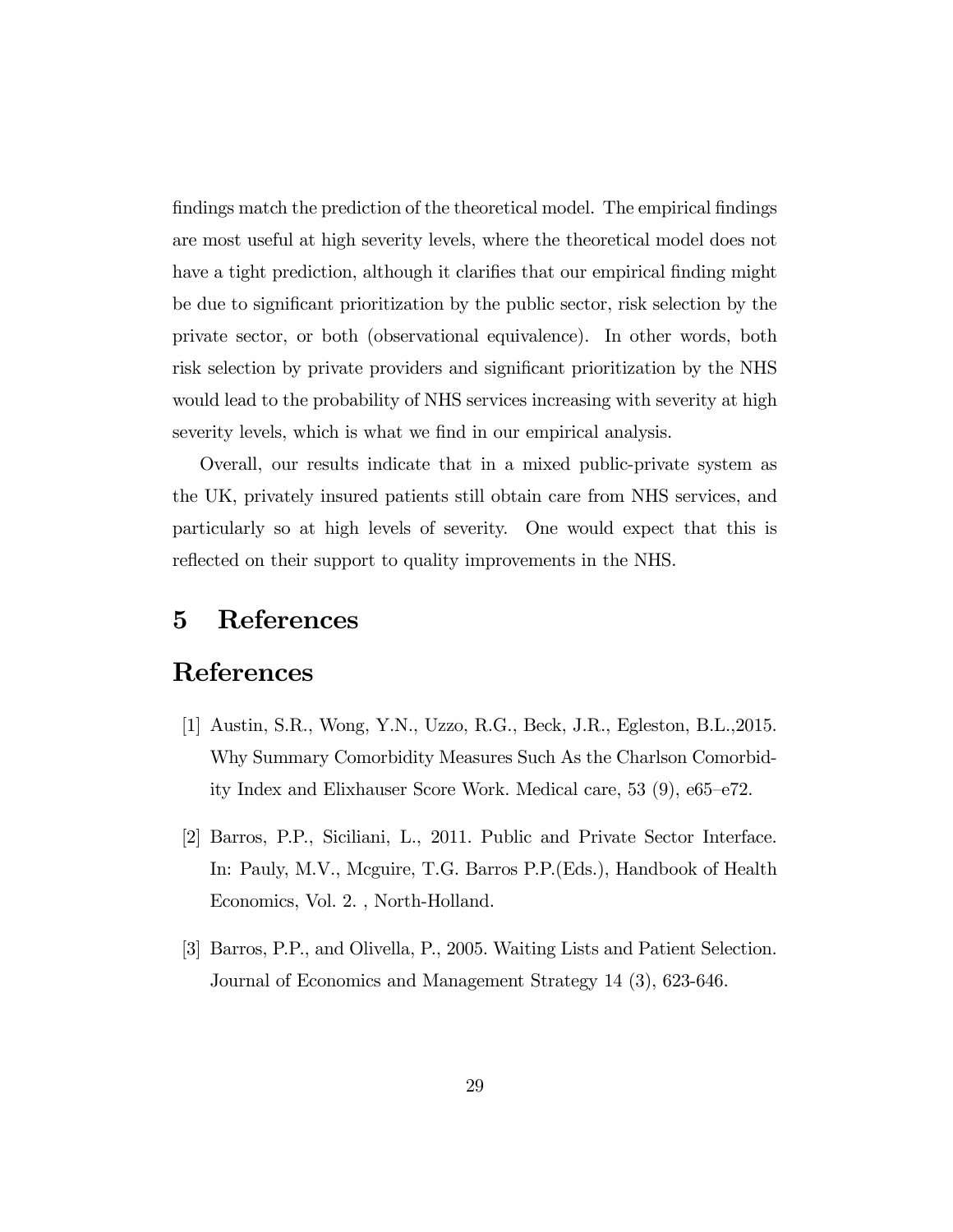findings match the prediction of the theoretical model. The empirical findings are most useful at high severity levels, where the theoretical model does not have a tight prediction, although it clarifies that our empirical finding might be due to significant prioritization by the public sector, risk selection by the private sector, or both (observational equivalence). In other words, both risk selection by private providers and significant prioritization by the NHS would lead to the probability of NHS services increasing with severity at high severity levels, which is what we find in our empirical analysis.

Overall, our results indicate that in a mixed public-private system as the UK, privately insured patients still obtain care from NHS services, and particularly so at high levels of severity. One would expect that this is reflected on their support to quality improvements in the NHS.

# 5 References

# References

[1] Austin, S.R., Wong, Y.N., Uzzo, R.G., Beck, J.R., Egleston, B.L.,2015. Why Summary Comorbidity Measures Such As the Charlson Comorbidity Index and Elixhauser Score Work. Medical care, 53 (9), e65–e72.

[2] Barros, P.P., Siciliani, L., 2011. Public and Private Sector Interface. In: Pauly, M.V., Mcguire, T.G. Barros P.P.(Eds.), Handbook of Health Economics, Vol. 2. , North-Holland.

[3] Barros, P.P., and Olivella, P., 2005. Waiting Lists and Patient Selection. Journal of Economics and Management Strategy 14 (3), 623-646.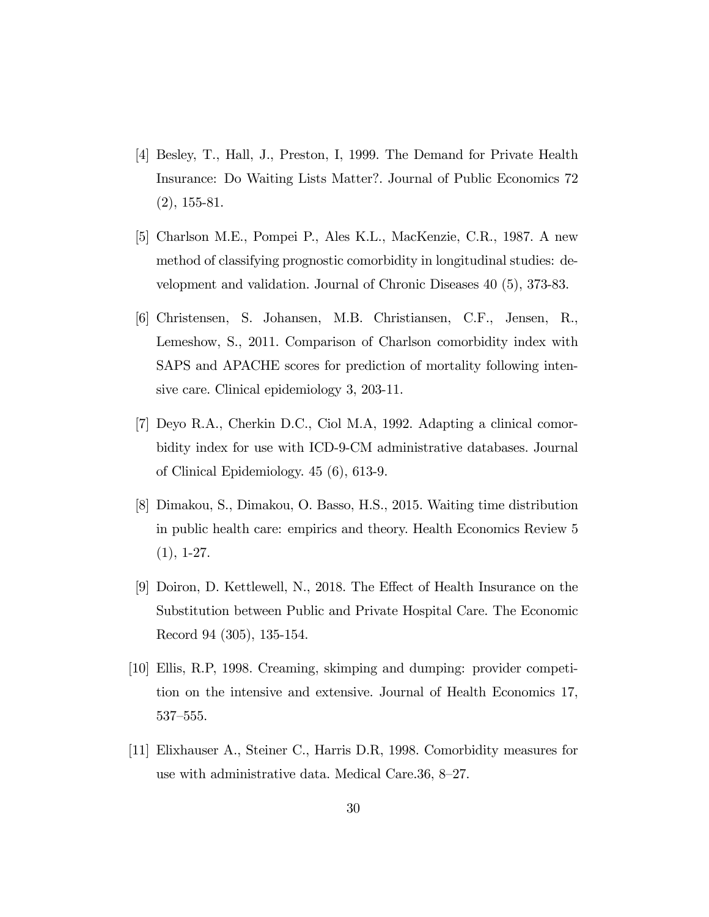[4] Besley, T., Hall, J., Preston, I, 1999. The Demand for Private Health Insurance: Do Waiting Lists Matter?. Journal of Public Economics 72 (2), 155-81.

[5] Charlson M.E., Pompei P., Ales K.L., MacKenzie, C.R., 1987. A new method of classifying prognostic comorbidity in longitudinal studies: development and validation. Journal of Chronic Diseases 40 (5), 373-83.

[6] Christensen, S. Johansen, M.B. Christiansen, C.F., Jensen, R., Lemeshow, S., 2011. Comparison of Charlson comorbidity index with SAPS and APACHE scores for prediction of mortality following intensive care. Clinical epidemiology 3, 203-11.

[7] Deyo R.A., Cherkin D.C., Ciol M.A, 1992. Adapting a clinical comorbidity index for use with ICD-9-CM administrative databases. Journal of Clinical Epidemiology. 45 (6), 613-9.

[8] Dimakou, S., Dimakou, O. Basso, H.S., 2015. Waiting time distribution in public health care: empirics and theory. Health Economics Review 5 (1), 1-27.

[9] Doiron, D. Kettlewell, N., 2018. The Effect of Health Insurance on the Substitution between Public and Private Hospital Care. The Economic Record 94 (305), 135-154.

[10] Ellis, R.P, 1998. Creaming, skimping and dumping: provider competition on the intensive and extensive. Journal of Health Economics 17, 537–555.

[11] Elixhauser A., Steiner C., Harris D.R, 1998. Comorbidity measures for use with administrative data. Medical Care.36, 8–27.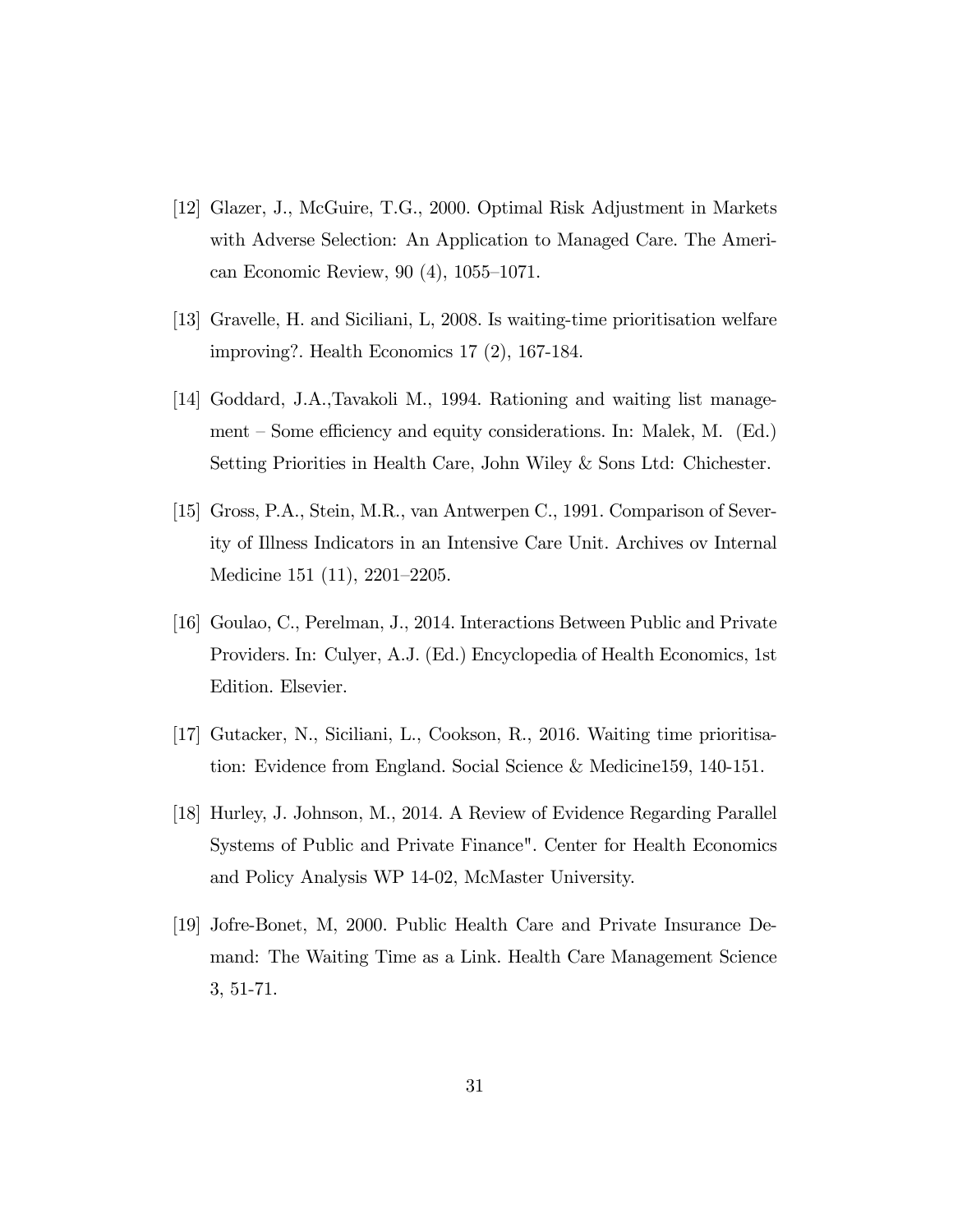[12] Glazer, J., McGuire, T.G., 2000. Optimal Risk Adjustment in Markets with Adverse Selection: An Application to Managed Care. The American Economic Review, 90 (4), 1055–1071.

[13] Gravelle, H. and Siciliani, L, 2008. Is waiting-time prioritisation welfare improving?. Health Economics 17 (2), 167-184.

[14] Goddard, J.A.,Tavakoli M., 1994. Rationing and waiting list management – Some efficiency and equity considerations. In: Malek, M. (Ed.) Setting Priorities in Health Care, John Wiley & Sons Ltd: Chichester.

[15] Gross, P.A., Stein, M.R., van Antwerpen C., 1991. Comparison of Severity of Illness Indicators in an Intensive Care Unit. Archives ov Internal Medicine 151 (11), 2201–2205.

[16] Goulao, C., Perelman, J., 2014. Interactions Between Public and Private Providers. In: Culyer, A.J. (Ed.) Encyclopedia of Health Economics, 1st Edition. Elsevier.

[17] Gutacker, N., Siciliani, L., Cookson, R., 2016. Waiting time prioritisation: Evidence from England. Social Science & Medicine159, 140-151.

[18] Hurley, J. Johnson, M., 2014. A Review of Evidence Regarding Parallel Systems of Public and Private Finance". Center for Health Economics and Policy Analysis WP 14-02, McMaster University.

[19] Jofre-Bonet, M, 2000. Public Health Care and Private Insurance Demand: The Waiting Time as a Link. Health Care Management Science 3, 51-71.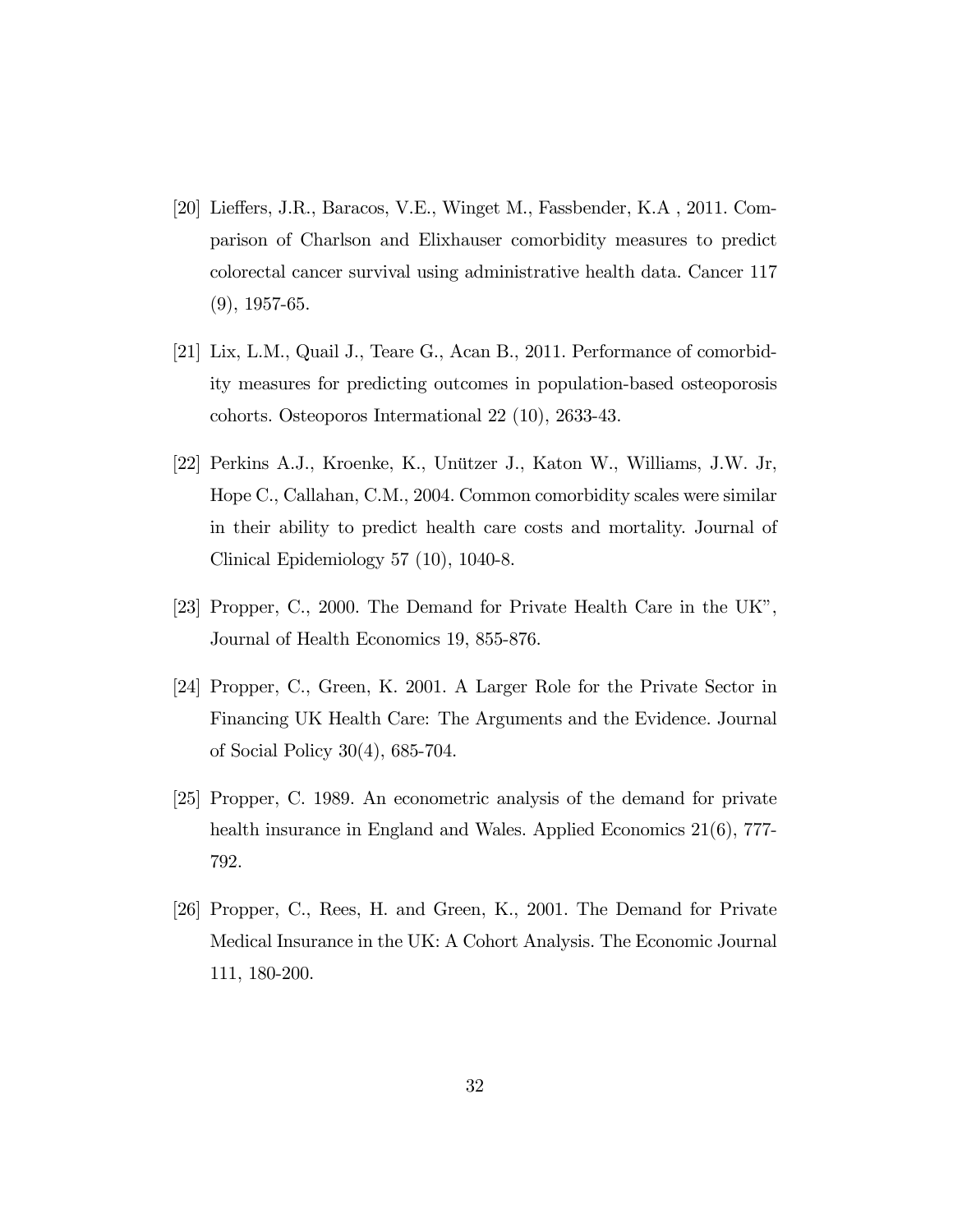[20] Lieffers, J.R., Baracos, V.E., Winget M., Fassbender, K.A , 2011. Comparison of Charlson and Elixhauser comorbidity measures to predict colorectal cancer survival using administrative health data. Cancer 117 (9), 1957-65.

[21] Lix, L.M., Quail J., Teare G., Acan B., 2011. Performance of comorbidity measures for predicting outcomes in population-based osteoporosis cohorts. Osteoporos International 22 (10), 2633-43.

[22] Perkins A.J., Kroenke, K., Unützer J., Katon W., Williams, J.W. Jr, Hope C., Callahan, C.M., 2004. Common comorbidity scales were similar in their ability to predict health care costs and mortality. Journal of Clinical Epidemiology 57 (10), 1040-8.

[23] Propper, C., 2000. The Demand for Private Health Care in the UK", Journal of Health Economics 19, 855-876.

[24] Propper, C., Green, K. 2001. A Larger Role for the Private Sector in Financing UK Health Care: The Arguments and the Evidence. Journal of Social Policy 30(4), 685-704.

[25] Propper, C. 1989. An econometric analysis of the demand for private health insurance in England and Wales. Applied Economics 21(6), 777-792.

[26] Propper, C., Rees, H. and Green, K., 2001. The Demand for Private Medical Insurance in the UK: A Cohort Analysis. The Economic Journal 111, 180-200.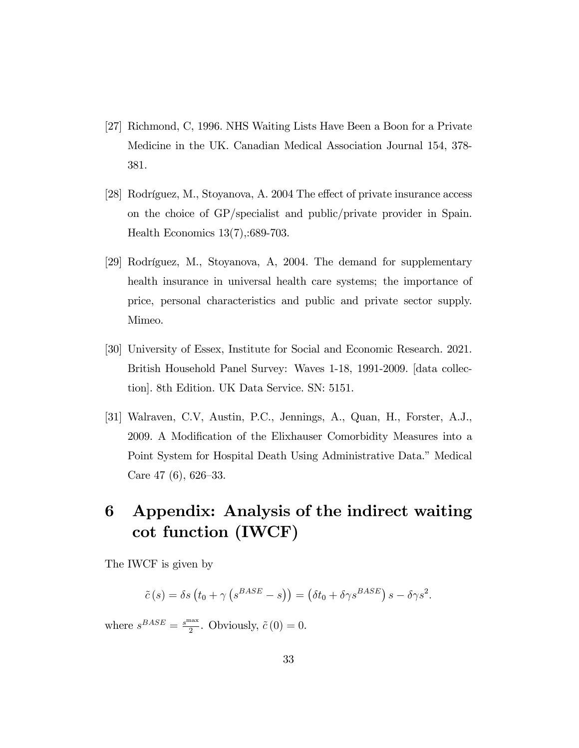[27] Richmond, C, 1996. NHS Waiting Lists Have Been a Boon for a Private Medicine in the UK. Canadian Medical Association Journal 154, 378-381.

[28] Rodríguez, M., Stoyanova, A. 2004 The effect of private insurance access on the choice of GP/specialist and public/private provider in Spain. Health Economics 13(7),:689-703.

[29] Rodríguez, M., Stoyanova, A, 2004. The demand for supplementary health insurance in universal health care systems; the importance of price, personal characteristics and public and private sector supply. Mimeo.

[30] University of Essex, Institute for Social and Economic Research. 2021. British Household Panel Survey: Waves 1-18, 1991-2009. [data collection]. 8th Edition. UK Data Service. SN: 5151.

[31] Walraven, C.V, Austin, P.C., Jennings, A., Quan, H., Forster, A.J., 2009. A Modification of the Elixhauser Comorbidity Measures into a Point System for Hospital Death Using Administrative Data." Medical Care 47 (6), 626–33.

# 6 Appendix: Analysis of the indirect waiting cot function (IWCF)

The IWCF is given by

$$\tilde{c}(s) = \delta s \left(t_0 + \gamma \left(s^{BASE} - s\right)\right) = \left(\delta t_0 + \delta \gamma s^{BASE}\right) s - \delta \gamma s^2.$$

where $s^{BASE} = \frac{s^{\max}}{2}$. Obviously, $\tilde{c}(0) = 0$.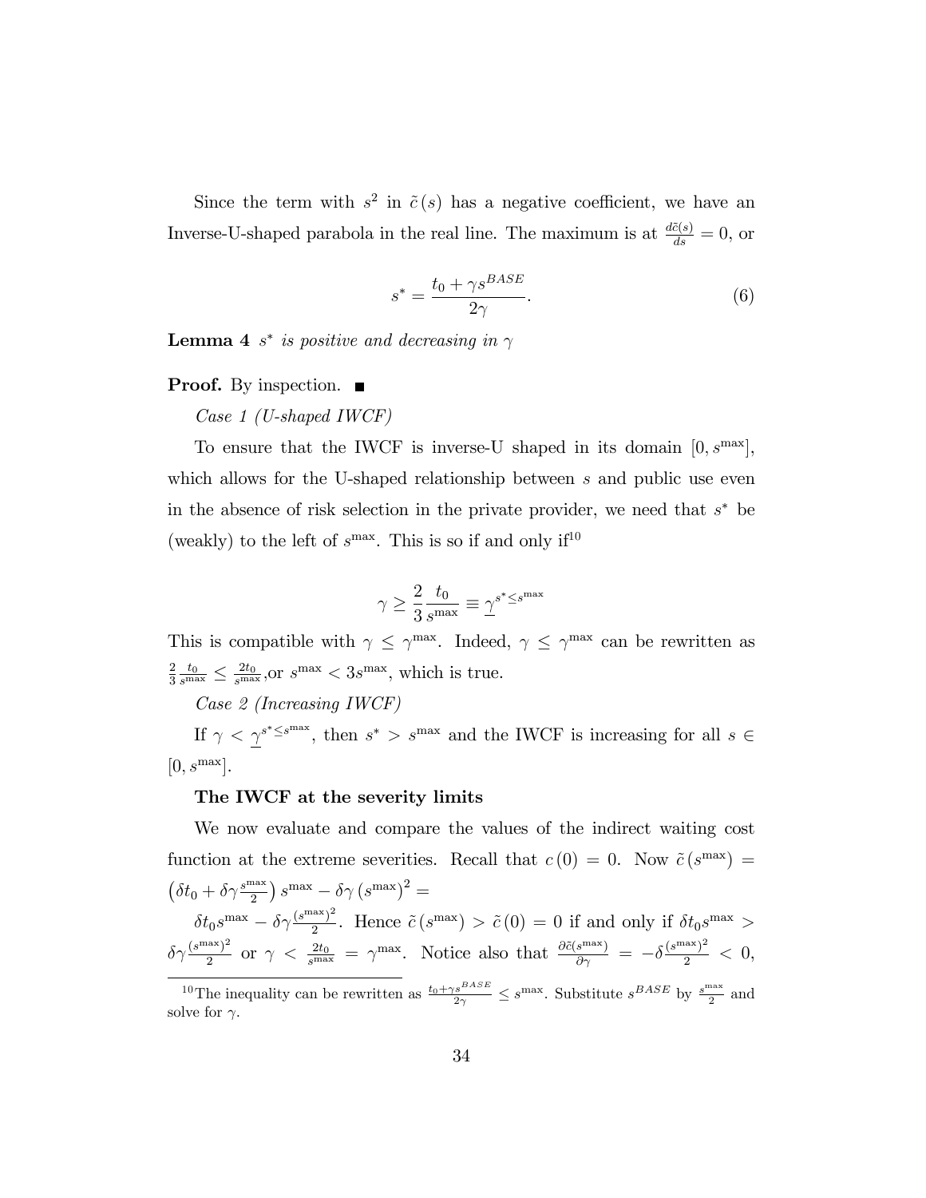Since the term with $s^2$ in $\tilde{c}(s)$ has a negative coefficient, we have an Inverse-U-shaped parabola in the real line. The maximum is at $\frac{d\tilde{c}(s)}{ds} = 0$, or

$$s^* = \frac{t_0 + \gamma s^{BASE}}{2\gamma}. \tag{6}$$

**Lemma 4** *$s^*$ is positive and decreasing in $\gamma$*

**Proof.** By inspection. ■

*Case 1 (U-shaped IWCF)*

To ensure that the IWCF is inverse-U shaped in its domain $[0, s^{\max}]$, which allows for the U-shaped relationship between $s$ and public use even in the absence of risk selection in the private provider, we need that $s^*$ be (weakly) to the left of $s^{\max}$. This is so if and only if[10]

$$\gamma \geq \frac{2}{3}\frac{t_0}{s^{\max}} \equiv \underline{\gamma}^{s^* \leq s^{\max}}$$

This is compatible with $\gamma \leq \gamma^{\max}$. Indeed, $\gamma \leq \gamma^{\max}$ can be rewritten as $\frac{2}{3}\frac{t_0}{s^{\max}} \leq \frac{2t_0}{s^{\max}}$,or $s^{\max} < 3s^{\max}$, which is true.

*Case 2 (Increasing IWCF)*

If $\gamma < \underline{\gamma}^{s^* \leq s^{\max}}$, then $s^* > s^{\max}$ and the IWCF is increasing for all $s \in [0, s^{\max}]$.

**The IWCF at the severity limits**

We now evaluate and compare the values of the indirect waiting cost function at the extreme severities. Recall that $c(0) = 0$. Now $\tilde{c}(s^{\max}) = \left(\delta t_0 + \delta\gamma \frac{s^{\max}}{2}\right) s^{\max} - \delta\gamma \left(s^{\max}\right)^2 =$

$\delta t_0 s^{\max} - \delta\gamma \frac{(s^{\max})^2}{2}$. Hence $\tilde{c}(s^{\max}) > \tilde{c}(0) = 0$ if and only if $\delta t_0 s^{\max} > \delta\gamma \frac{(s^{\max})^2}{2}$ or $\gamma < \frac{2t_0}{s^{\max}} = \gamma^{\max}$. Notice also that $\frac{\partial \tilde{c}(s^{\max})}{\partial \gamma} = -\delta \frac{(s^{\max})^2}{2} < 0$,

---

[10] The inequality can be rewritten as $\frac{t_0 + \gamma s^{BASE}}{2\gamma} \leq s^{\max}$. Substitute $s^{BASE}$ by $\frac{s^{\max}}{2}$ and solve for $\gamma$.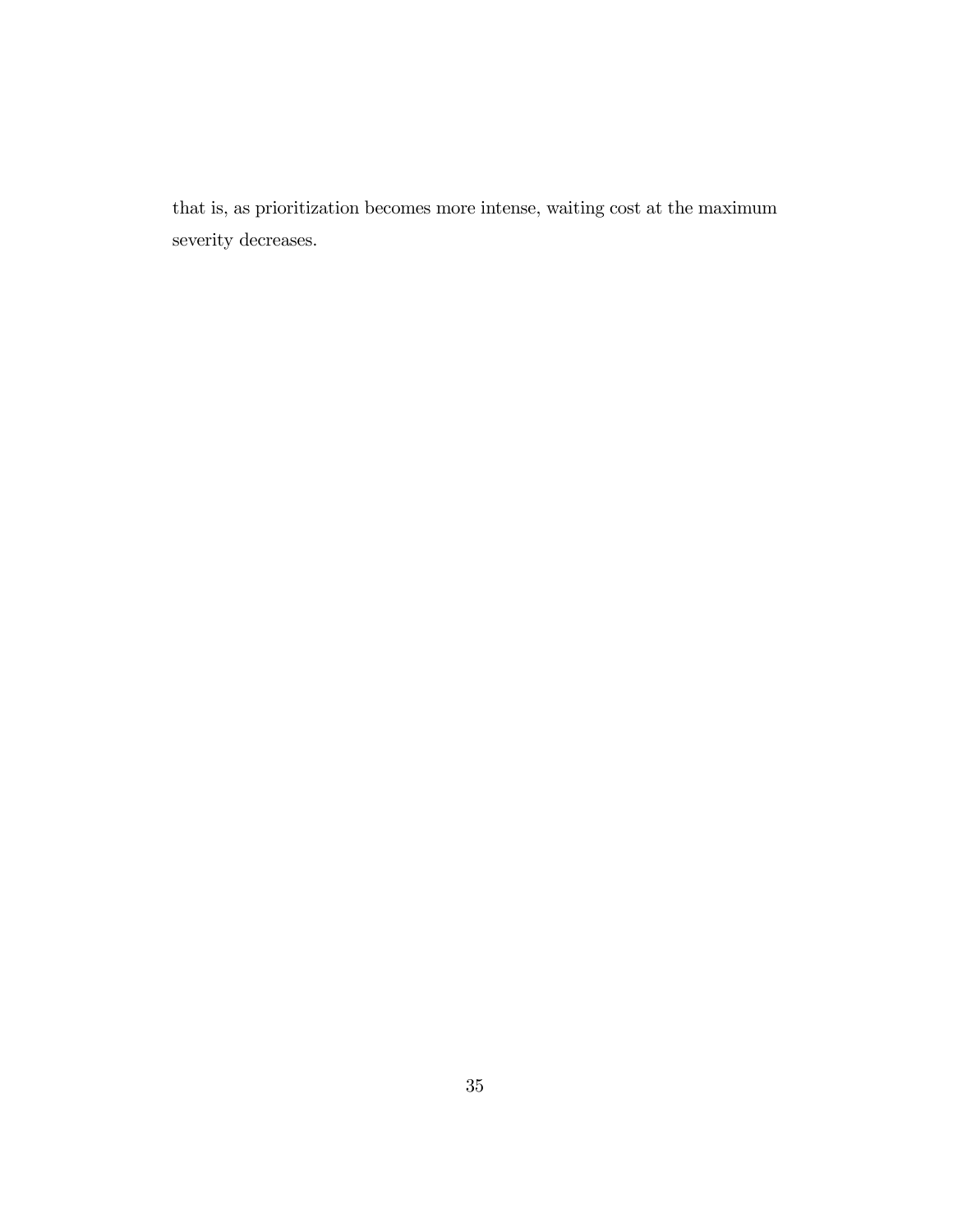that is, as prioritization becomes more intense, waiting cost at the maximum severity decreases.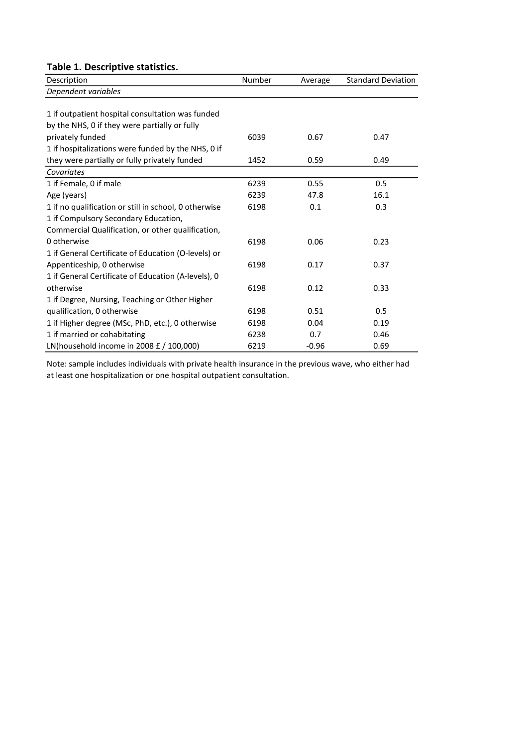**Table 1. Descriptive statistics.**

| Description | Number | Average | Standard Deviation |
|---|---|---|---|
| *Dependent variables* | | | |
| 1 if outpatient hospital consultation was funded by the NHS, 0 if they were partially or fully privately funded | 6039 | 0.67 | 0.47 |
| 1 if hospitalizations were funded by the NHS, 0 if they were partially or fully privately funded | 1452 | 0.59 | 0.49 |
| *Covariates* | | | |
| 1 if Female, 0 if male | 6239 | 0.55 | 0.5 |
| Age (years) | 6239 | 47.8 | 16.1 |
| 1 if no qualification or still in school, 0 otherwise | 6198 | 0.1 | 0.3 |
| 1 if Compulsory Secondary Education, Commercial Qualification, or other qualification, 0 otherwise | 6198 | 0.06 | 0.23 |
| 1 if General Certificate of Education (O-levels) or Appenticeship, 0 otherwise | 6198 | 0.17 | 0.37 |
| 1 if General Certificate of Education (A-levels), 0 otherwise | 6198 | 0.12 | 0.33 |
| 1 if Degree, Nursing, Teaching or Other Higher qualification, 0 otherwise | 6198 | 0.51 | 0.5 |
| 1 if Higher degree (MSc, PhD, etc.), 0 otherwise | 6198 | 0.04 | 0.19 |
| 1 if married or cohabitating | 6238 | 0.7 | 0.46 |
| LN(household income in 2008 £ / 100,000) | 6219 | -0.96 | 0.69 |

Note: sample includes individuals with private health insurance in the previous wave, who either had at least one hospitalization or one hospital outpatient consultation.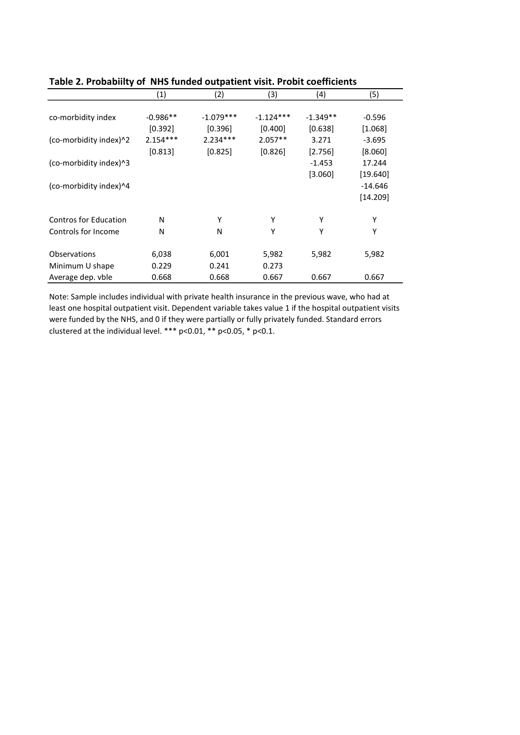**Table 2. Probabiilty of NHS funded outpatient visit. Probit coefficients**

| | (1) | (2) | (3) | (4) | (5) |
|---|---|---|---|---|---|
| co-morbidity index | -0.986** | -1.079*** | -1.124*** | -1.349** | -0.596 |
| | [0.392] | [0.396] | [0.400] | [0.638] | [1.068] |
| (co-morbidity index)^2 | 2.154*** | 2.234*** | 2.057** | 3.271 | -3.695 |
| | [0.813] | [0.825] | [0.826] | [2.756] | [8.060] |
| (co-morbidity index)^3 | | | | -1.453 | 17.244 |
| | | | | [3.060] | [19.640] |
| (co-morbidity index)^4 | | | | | -14.646 |
| | | | | | [14.209] |
| Contros for Education | N | Y | Y | Y | Y |
| Controls for Income | N | N | Y | Y | Y |
| Observations | 6,038 | 6,001 | 5,982 | 5,982 | 5,982 |
| Minimum U shape | 0.229 | 0.241 | 0.273 | | |
| Average dep. vble | 0.668 | 0.668 | 0.667 | 0.667 | 0.667 |

Note: Sample includes individual with private health insurance in the previous wave, who had at least one hospital outpatient visit. Dependent variable takes value 1 if the hospital outpatient visits were funded by the NHS, and 0 if they were partially or fully privately funded. Standard errors clustered at the individual level. *** p<0.01, ** p<0.05, * p<0.1.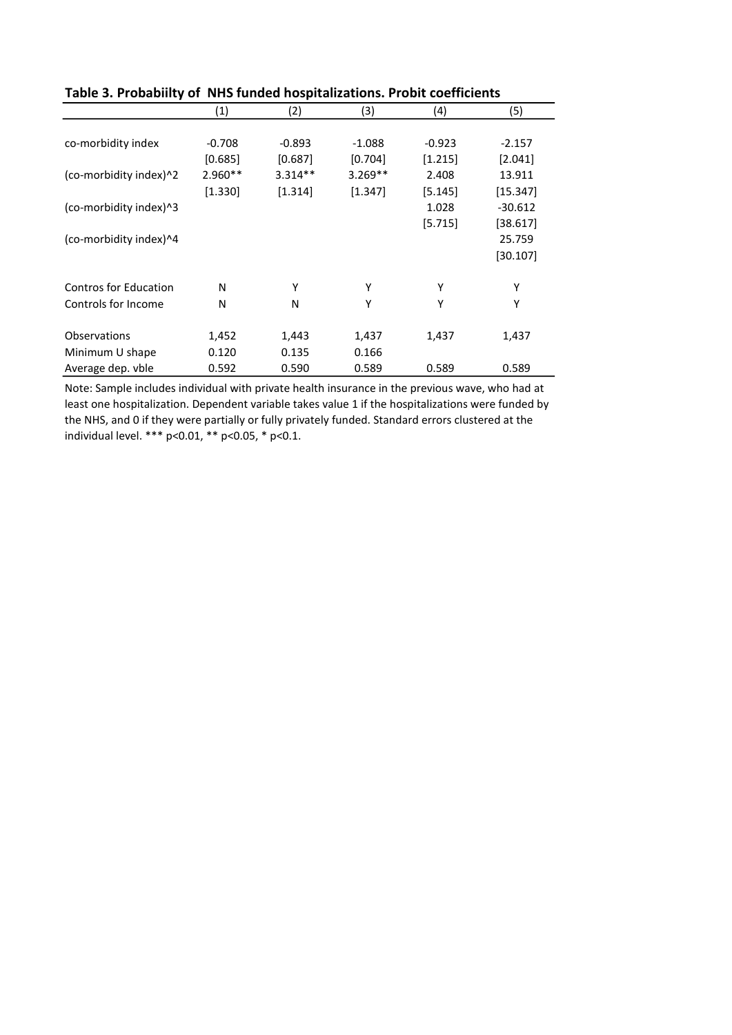**Table 3. Probabiilty of NHS funded hospitalizations. Probit coefficients**

| | (1) | (2) | (3) | (4) | (5) |
|---|---|---|---|---|---|
| co-morbidity index | -0.708 | -0.893 | -1.088 | -0.923 | -2.157 |
| | [0.685] | [0.687] | [0.704] | [1.215] | [2.041] |
| (co-morbidity index)^2 | 2.960** | 3.314** | 3.269** | 2.408 | 13.911 |
| | [1.330] | [1.314] | [1.347] | [5.145] | [15.347] |
| (co-morbidity index)^3 | | | | 1.028 | -30.612 |
| | | | | [5.715] | [38.617] |
| (co-morbidity index)^4 | | | | | 25.759 |
| | | | | | [30.107] |
| Contros for Education | N | Y | Y | Y | Y |
| Controls for Income | N | N | Y | Y | Y |
| Observations | 1,452 | 1,443 | 1,437 | 1,437 | 1,437 |
| Minimum U shape | 0.120 | 0.135 | 0.166 | | |
| Average dep. vble | 0.592 | 0.590 | 0.589 | 0.589 | 0.589 |

Note: Sample includes individual with private health insurance in the previous wave, who had at least one hospitalization. Dependent variable takes value 1 if the hospitalizations were funded by the NHS, and 0 if they were partially or fully privately funded. Standard errors clustered at the individual level. *** p<0.01, ** p<0.05, * p<0.1.